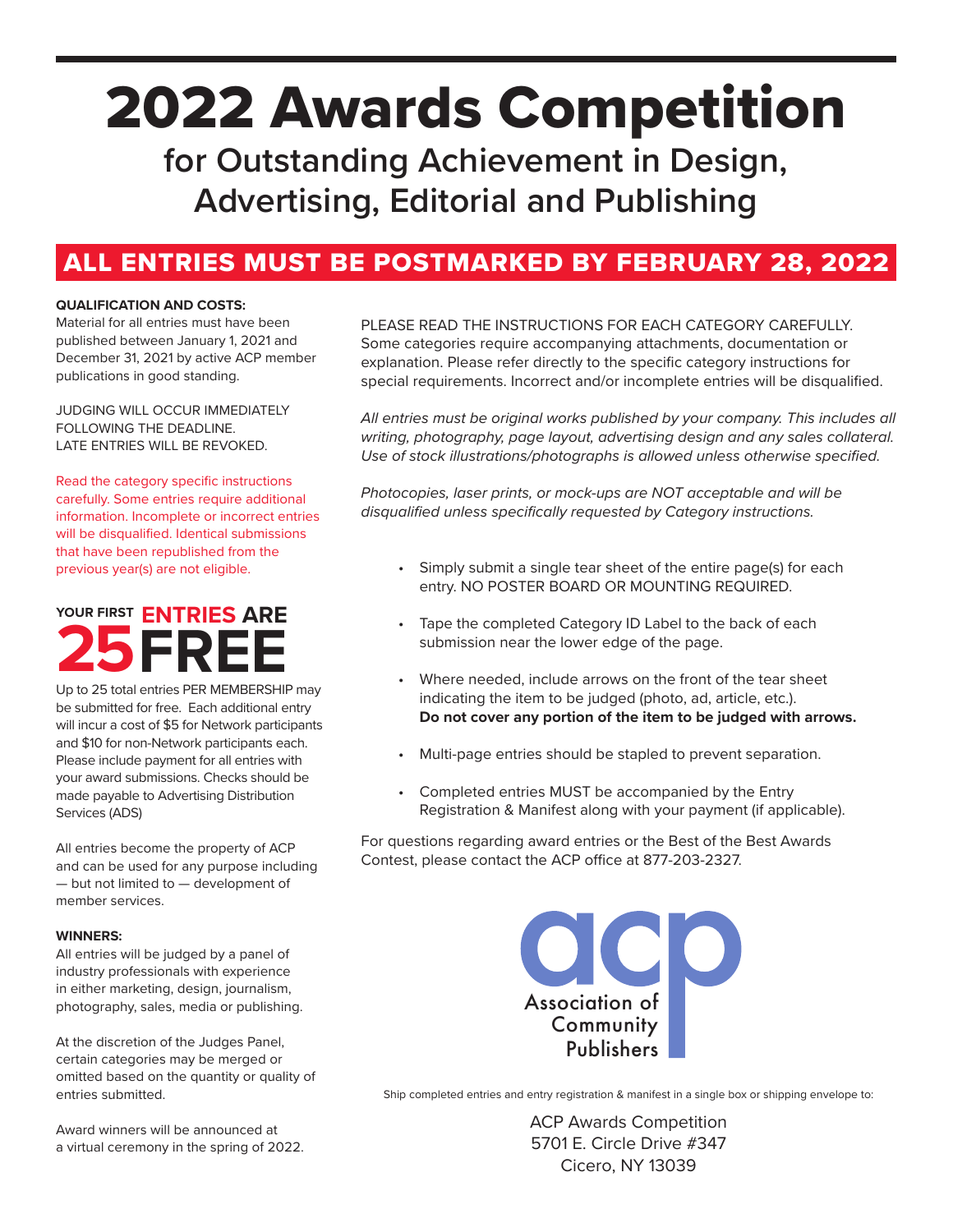# 2022 Awards Competition

## for Outstanding Achievement in Design, Advertising, Editorial and Publishing

**ALL ENTRIES MUST BE POSTMARKED BY FEBRUARY 28, 2022**

**QUALIFICATION AND COSTS:**
Material for all entries must have been published between January 1, 2021 and December 31, 2021 by active ACP member publications in good standing.

JUDGING WILL OCCUR IMMEDIATELY FOLLOWING THE DEADLINE.
LATE ENTRIES WILL BE REVOKED.

Read the category specific instructions carefully. Some entries require additional information. Incomplete or incorrect entries will be disqualified. Identical submissions that have been republished from the previous year(s) are not eligible.

**YOUR FIRST 25 ENTRIES ARE FREE**

Up to 25 total entries PER MEMBERSHIP may be submitted for free. Each additional entry will incur a cost of $5 for Network participants and $10 for non-Network participants each. Please include payment for all entries with your award submissions. Checks should be made payable to Advertising Distribution Services (ADS)

All entries become the property of ACP and can be used for any purpose including — but not limited to — development of member services.

**WINNERS:**
All entries will be judged by a panel of industry professionals with experience in either marketing, design, journalism, photography, sales, media or publishing.

At the discretion of the Judges Panel, certain categories may be merged or omitted based on the quantity or quality of entries submitted.

Award winners will be announced at a virtual ceremony in the spring of 2022.

PLEASE READ THE INSTRUCTIONS FOR EACH CATEGORY CAREFULLY. Some categories require accompanying attachments, documentation or explanation. Please refer directly to the specific category instructions for special requirements. Incorrect and/or incomplete entries will be disqualified.

*All entries must be original works published by your company. This includes all writing, photography, page layout, advertising design and any sales collateral. Use of stock illustrations/photographs is allowed unless otherwise specified.*

*Photocopies, laser prints, or mock-ups are NOT acceptable and will be disqualified unless specifically requested by Category instructions.*

- Simply submit a single tear sheet of the entire page(s) for each entry. NO POSTER BOARD OR MOUNTING REQUIRED.
- Tape the completed Category ID Label to the back of each submission near the lower edge of the page.
- Where needed, include arrows on the front of the tear sheet indicating the item to be judged (photo, ad, article, etc.). **Do not cover any portion of the item to be judged with arrows.**
- Multi-page entries should be stapled to prevent separation.
- Completed entries MUST be accompanied by the Entry Registration & Manifest along with your payment (if applicable).

For questions regarding award entries or the Best of the Best Awards Contest, please contact the ACP office at 877-203-2327.

acp
Association of Community Publishers

Ship completed entries and entry registration & manifest in a single box or shipping envelope to:

ACP Awards Competition
5701 E. Circle Drive #347
Cicero, NY 13039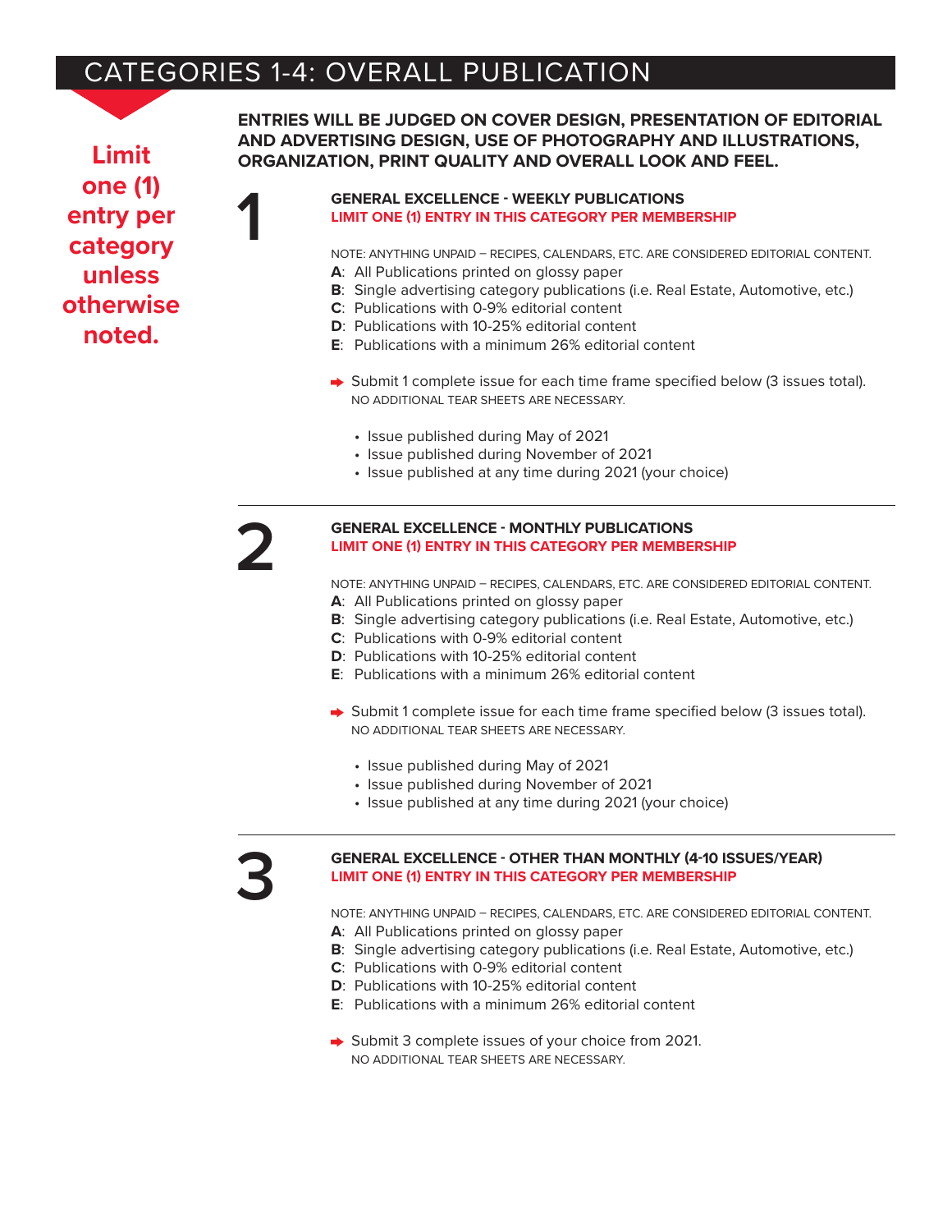# CATEGORIES 1-4: OVERALL PUBLICATION

**Limit one (1) entry per category unless otherwise noted.**

**ENTRIES WILL BE JUDGED ON COVER DESIGN, PRESENTATION OF EDITORIAL AND ADVERTISING DESIGN, USE OF PHOTOGRAPHY AND ILLUSTRATIONS, ORGANIZATION, PRINT QUALITY AND OVERALL LOOK AND FEEL.**

## 1

**GENERAL EXCELLENCE - WEEKLY PUBLICATIONS**
**LIMIT ONE (1) ENTRY IN THIS CATEGORY PER MEMBERSHIP**

NOTE: ANYTHING UNPAID – RECIPES, CALENDARS, ETC. ARE CONSIDERED EDITORIAL CONTENT.

**A**: All Publications printed on glossy paper
**B**: Single advertising category publications (i.e. Real Estate, Automotive, etc.)
**C**: Publications with 0-9% editorial content
**D**: Publications with 10-25% editorial content
**E**: Publications with a minimum 26% editorial content

➡ Submit 1 complete issue for each time frame specified below (3 issues total).
NO ADDITIONAL TEAR SHEETS ARE NECESSARY.

- Issue published during May of 2021
- Issue published during November of 2021
- Issue published at any time during 2021 (your choice)

## 2

**GENERAL EXCELLENCE - MONTHLY PUBLICATIONS**
**LIMIT ONE (1) ENTRY IN THIS CATEGORY PER MEMBERSHIP**

NOTE: ANYTHING UNPAID – RECIPES, CALENDARS, ETC. ARE CONSIDERED EDITORIAL CONTENT.

**A**: All Publications printed on glossy paper
**B**: Single advertising category publications (i.e. Real Estate, Automotive, etc.)
**C**: Publications with 0-9% editorial content
**D**: Publications with 10-25% editorial content
**E**: Publications with a minimum 26% editorial content

➡ Submit 1 complete issue for each time frame specified below (3 issues total).
NO ADDITIONAL TEAR SHEETS ARE NECESSARY.

- Issue published during May of 2021
- Issue published during November of 2021
- Issue published at any time during 2021 (your choice)

## 3

**GENERAL EXCELLENCE - OTHER THAN MONTHLY (4-10 ISSUES/YEAR)**
**LIMIT ONE (1) ENTRY IN THIS CATEGORY PER MEMBERSHIP**

NOTE: ANYTHING UNPAID – RECIPES, CALENDARS, ETC. ARE CONSIDERED EDITORIAL CONTENT.

**A**: All Publications printed on glossy paper
**B**: Single advertising category publications (i.e. Real Estate, Automotive, etc.)
**C**: Publications with 0-9% editorial content
**D**: Publications with 10-25% editorial content
**E**: Publications with a minimum 26% editorial content

➡ Submit 3 complete issues of your choice from 2021.
NO ADDITIONAL TEAR SHEETS ARE NECESSARY.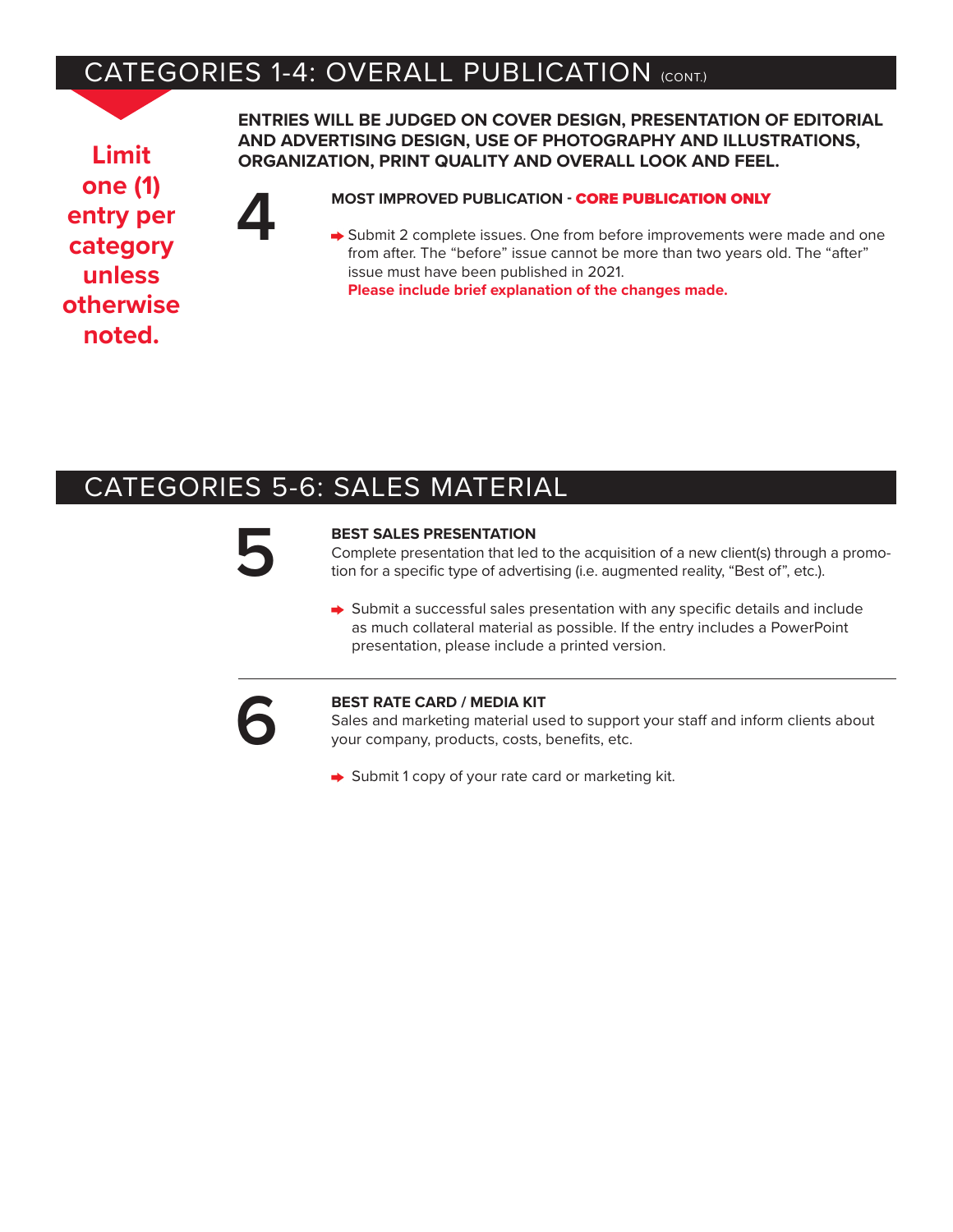## CATEGORIES 1-4: OVERALL PUBLICATION (CONT.)

**Limit one (1) entry per category unless otherwise noted.**

**ENTRIES WILL BE JUDGED ON COVER DESIGN, PRESENTATION OF EDITORIAL AND ADVERTISING DESIGN, USE OF PHOTOGRAPHY AND ILLUSTRATIONS, ORGANIZATION, PRINT QUALITY AND OVERALL LOOK AND FEEL.**

### 4

**MOST IMPROVED PUBLICATION - CORE PUBLICATION ONLY**

- Submit 2 complete issues. One from before improvements were made and one from after. The "before" issue cannot be more than two years old. The "after" issue must have been published in 2021. **Please include brief explanation of the changes made.**

## CATEGORIES 5-6: SALES MATERIAL

### 5

**BEST SALES PRESENTATION**

Complete presentation that led to the acquisition of a new client(s) through a promotion for a specific type of advertising (i.e. augmented reality, "Best of", etc.).

- Submit a successful sales presentation with any specific details and include as much collateral material as possible. If the entry includes a PowerPoint presentation, please include a printed version.

### 6

**BEST RATE CARD / MEDIA KIT**

Sales and marketing material used to support your staff and inform clients about your company, products, costs, benefits, etc.

- Submit 1 copy of your rate card or marketing kit.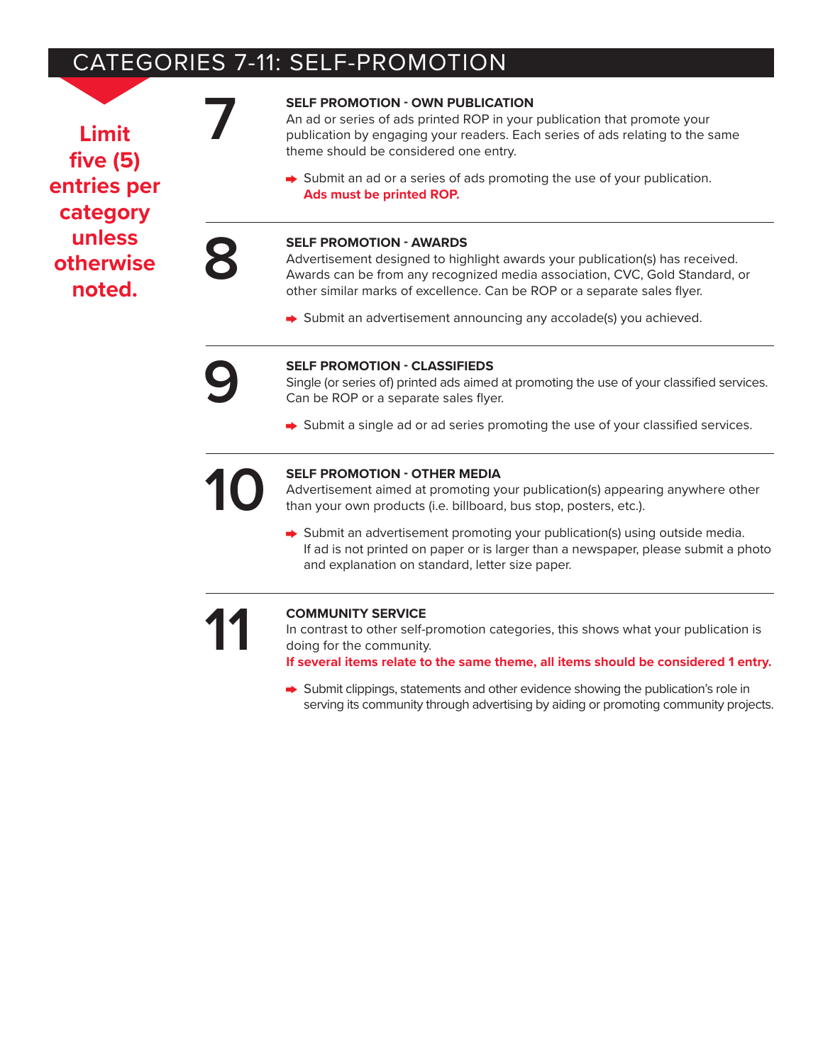# CATEGORIES 7-11: SELF-PROMOTION

**Limit five (5) entries per category unless otherwise noted.**

## 7

**SELF PROMOTION - OWN PUBLICATION**

An ad or series of ads printed ROP in your publication that promote your publication by engaging your readers. Each series of ads relating to the same theme should be considered one entry.

- Submit an ad or a series of ads promoting the use of your publication. **Ads must be printed ROP.**

## 8

**SELF PROMOTION - AWARDS**

Advertisement designed to highlight awards your publication(s) has received. Awards can be from any recognized media association, CVC, Gold Standard, or other similar marks of excellence. Can be ROP or a separate sales flyer.

- Submit an advertisement announcing any accolade(s) you achieved.

## 9

**SELF PROMOTION - CLASSIFIEDS**

Single (or series of) printed ads aimed at promoting the use of your classified services. Can be ROP or a separate sales flyer.

- Submit a single ad or ad series promoting the use of your classified services.

## 10

**SELF PROMOTION - OTHER MEDIA**

Advertisement aimed at promoting your publication(s) appearing anywhere other than your own products (i.e. billboard, bus stop, posters, etc.).

- Submit an advertisement promoting your publication(s) using outside media. If ad is not printed on paper or is larger than a newspaper, please submit a photo and explanation on standard, letter size paper.

## 11

**COMMUNITY SERVICE**

In contrast to other self-promotion categories, this shows what your publication is doing for the community.
**If several items relate to the same theme, all items should be considered 1 entry.**

- Submit clippings, statements and other evidence showing the publication's role in serving its community through advertising by aiding or promoting community projects.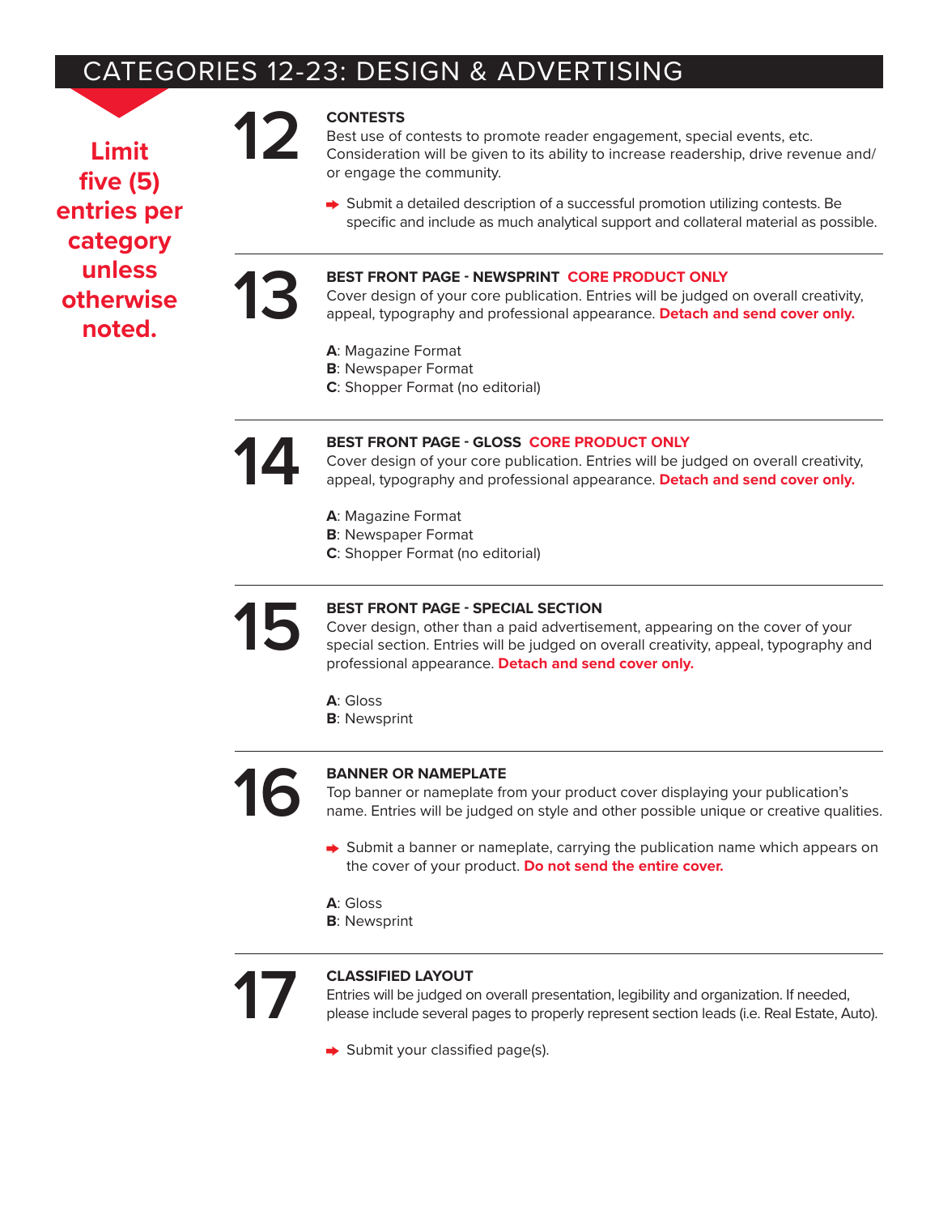# CATEGORIES 12-23: DESIGN & ADVERTISING

**Limit five (5) entries per category unless otherwise noted.**

## 12 CONTESTS

Best use of contests to promote reader engagement, special events, etc. Consideration will be given to its ability to increase readership, drive revenue and/or engage the community.

- Submit a detailed description of a successful promotion utilizing contests. Be specific and include as much analytical support and collateral material as possible.

## 13 BEST FRONT PAGE - NEWSPRINT **CORE PRODUCT ONLY**

Cover design of your core publication. Entries will be judged on overall creativity, appeal, typography and professional appearance. **Detach and send cover only.**

**A**: Magazine Format
**B**: Newspaper Format
**C**: Shopper Format (no editorial)

## 14 BEST FRONT PAGE - GLOSS **CORE PRODUCT ONLY**

Cover design of your core publication. Entries will be judged on overall creativity, appeal, typography and professional appearance. **Detach and send cover only.**

**A**: Magazine Format
**B**: Newspaper Format
**C**: Shopper Format (no editorial)

## 15 BEST FRONT PAGE - SPECIAL SECTION

Cover design, other than a paid advertisement, appearing on the cover of your special section. Entries will be judged on overall creativity, appeal, typography and professional appearance. **Detach and send cover only.**

**A**: Gloss
**B**: Newsprint

## 16 BANNER OR NAMEPLATE

Top banner or nameplate from your product cover displaying your publication's name. Entries will be judged on style and other possible unique or creative qualities.

- Submit a banner or nameplate, carrying the publication name which appears on the cover of your product. **Do not send the entire cover.**

**A**: Gloss
**B**: Newsprint

## 17 CLASSIFIED LAYOUT

Entries will be judged on overall presentation, legibility and organization. If needed, please include several pages to properly represent section leads (i.e. Real Estate, Auto).

- Submit your classified page(s).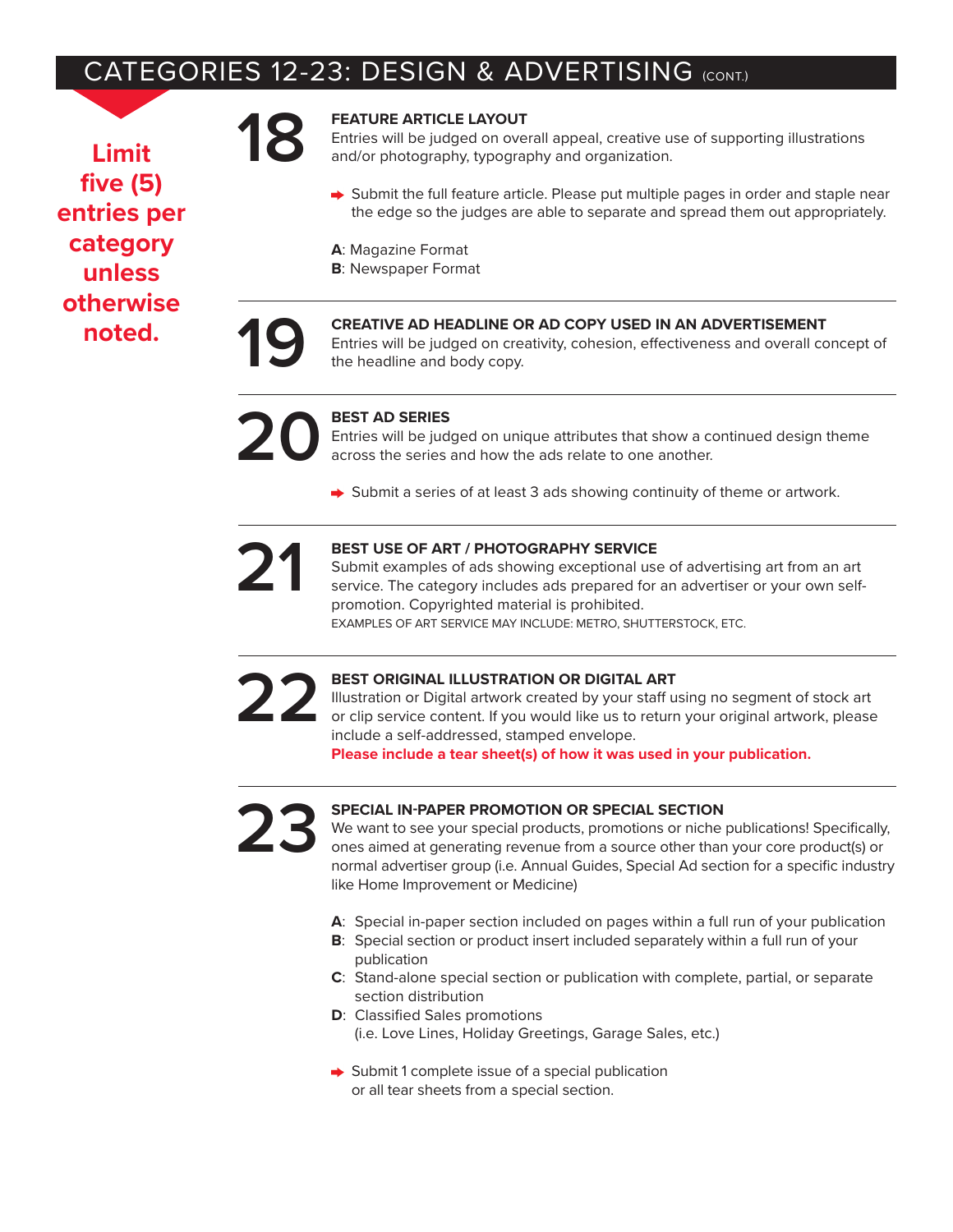# CATEGORIES 12-23: DESIGN & ADVERTISING (CONT.)

**Limit five (5) entries per category unless otherwise noted.**

## 18 FEATURE ARTICLE LAYOUT

Entries will be judged on overall appeal, creative use of supporting illustrations and/or photography, typography and organization.

➡ Submit the full feature article. Please put multiple pages in order and staple near the edge so the judges are able to separate and spread them out appropriately.

**A**: Magazine Format
**B**: Newspaper Format

## 19 CREATIVE AD HEADLINE OR AD COPY USED IN AN ADVERTISEMENT

Entries will be judged on creativity, cohesion, effectiveness and overall concept of the headline and body copy.

## 20 BEST AD SERIES

Entries will be judged on unique attributes that show a continued design theme across the series and how the ads relate to one another.

➡ Submit a series of at least 3 ads showing continuity of theme or artwork.

## 21 BEST USE OF ART / PHOTOGRAPHY SERVICE

Submit examples of ads showing exceptional use of advertising art from an art service. The category includes ads prepared for an advertiser or your own self-promotion. Copyrighted material is prohibited.

EXAMPLES OF ART SERVICE MAY INCLUDE: METRO, SHUTTERSTOCK, ETC.

## 22 BEST ORIGINAL ILLUSTRATION OR DIGITAL ART

Illustration or Digital artwork created by your staff using no segment of stock art or clip service content. If you would like us to return your original artwork, please include a self-addressed, stamped envelope.

**Please include a tear sheet(s) of how it was used in your publication.**

## 23 SPECIAL IN-PAPER PROMOTION OR SPECIAL SECTION

We want to see your special products, promotions or niche publications! Specifically, ones aimed at generating revenue from a source other than your core product(s) or normal advertiser group (i.e. Annual Guides, Special Ad section for a specific industry like Home Improvement or Medicine)

**A**: Special in-paper section included on pages within a full run of your publication
**B**: Special section or product insert included separately within a full run of your publication
**C**: Stand-alone special section or publication with complete, partial, or separate section distribution
**D**: Classified Sales promotions (i.e. Love Lines, Holiday Greetings, Garage Sales, etc.)

➡ Submit 1 complete issue of a special publication or all tear sheets from a special section.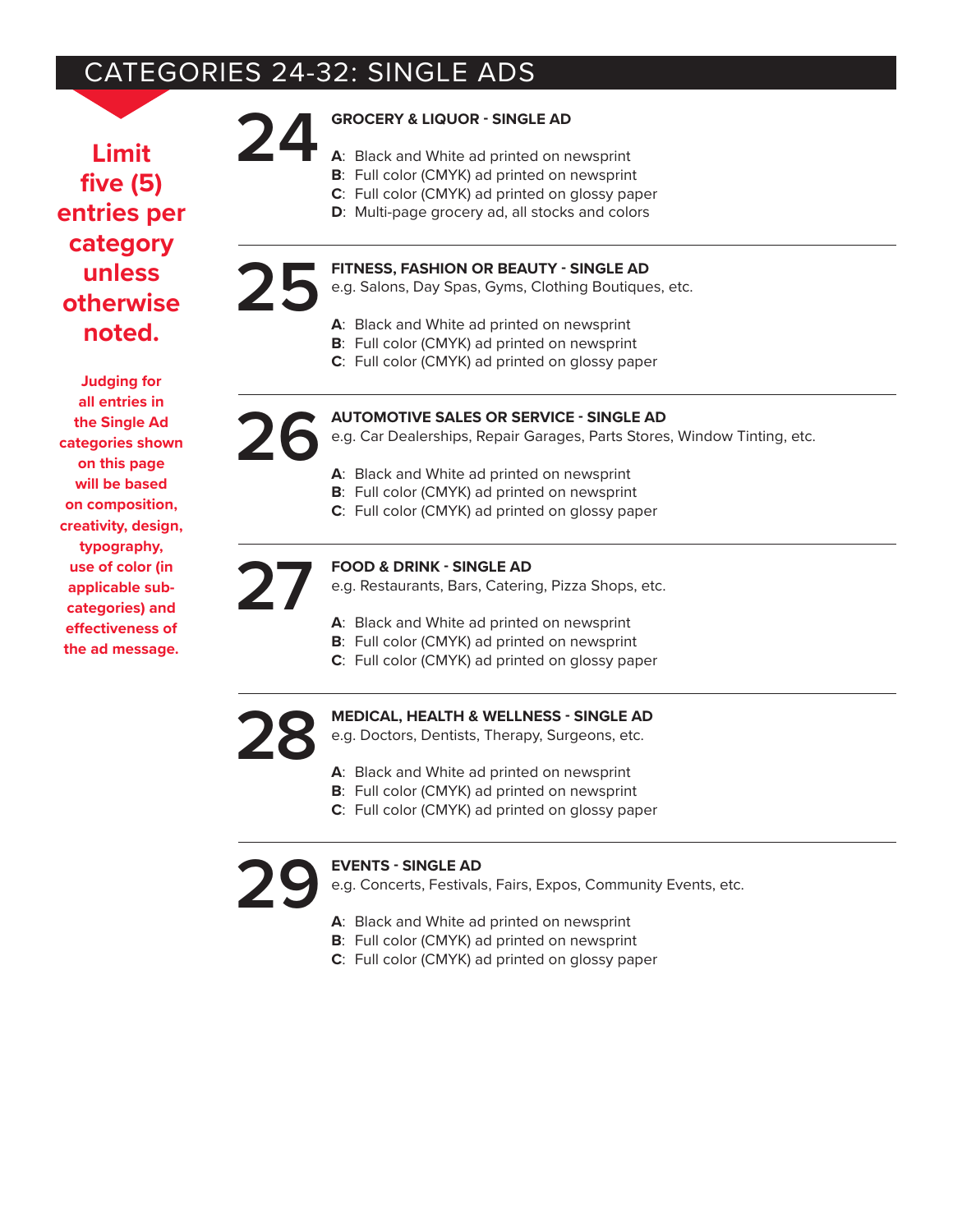# CATEGORIES 24-32: SINGLE ADS

**Limit five (5) entries per category unless otherwise noted.**

**Judging for all entries in the Single Ad categories shown on this page will be based on composition, creativity, design, typography, use of color (in applicable sub-categories) and effectiveness of the ad message.**

## 24 GROCERY & LIQUOR - SINGLE AD

**A**: Black and White ad printed on newsprint
**B**: Full color (CMYK) ad printed on newsprint
**C**: Full color (CMYK) ad printed on glossy paper
**D**: Multi-page grocery ad, all stocks and colors

## 25 FITNESS, FASHION OR BEAUTY - SINGLE AD

e.g. Salons, Day Spas, Gyms, Clothing Boutiques, etc.

**A**: Black and White ad printed on newsprint
**B**: Full color (CMYK) ad printed on newsprint
**C**: Full color (CMYK) ad printed on glossy paper

## 26 AUTOMOTIVE SALES OR SERVICE - SINGLE AD

e.g. Car Dealerships, Repair Garages, Parts Stores, Window Tinting, etc.

**A**: Black and White ad printed on newsprint
**B**: Full color (CMYK) ad printed on newsprint
**C**: Full color (CMYK) ad printed on glossy paper

## 27 FOOD & DRINK - SINGLE AD

e.g. Restaurants, Bars, Catering, Pizza Shops, etc.

**A**: Black and White ad printed on newsprint
**B**: Full color (CMYK) ad printed on newsprint
**C**: Full color (CMYK) ad printed on glossy paper

## 28 MEDICAL, HEALTH & WELLNESS - SINGLE AD

e.g. Doctors, Dentists, Therapy, Surgeons, etc.

**A**: Black and White ad printed on newsprint
**B**: Full color (CMYK) ad printed on newsprint
**C**: Full color (CMYK) ad printed on glossy paper

## 29 EVENTS - SINGLE AD

e.g. Concerts, Festivals, Fairs, Expos, Community Events, etc.

**A**: Black and White ad printed on newsprint
**B**: Full color (CMYK) ad printed on newsprint
**C**: Full color (CMYK) ad printed on glossy paper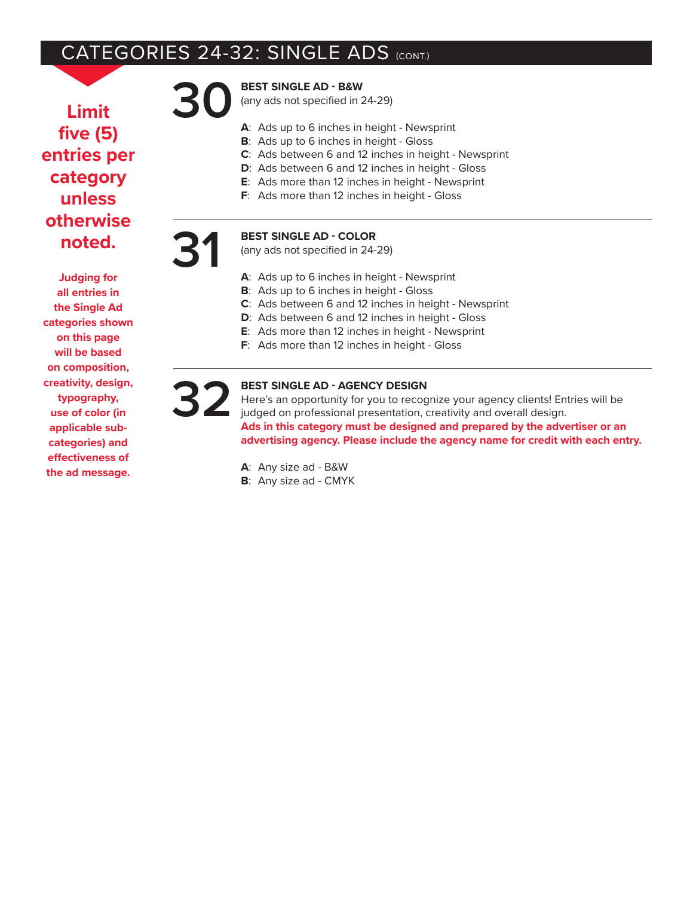## CATEGORIES 24-32: SINGLE ADS (CONT.)

**Limit five (5) entries per category unless otherwise noted.**

**Judging for all entries in the Single Ad categories shown on this page will be based on composition, creativity, design, typography, use of color (in applicable sub-categories) and effectiveness of the ad message.**

### 30 BEST SINGLE AD - B&W

(any ads not specified in 24-29)

- **A**: Ads up to 6 inches in height - Newsprint
- **B**: Ads up to 6 inches in height - Gloss
- **C**: Ads between 6 and 12 inches in height - Newsprint
- **D**: Ads between 6 and 12 inches in height - Gloss
- **E**: Ads more than 12 inches in height - Newsprint
- **F**: Ads more than 12 inches in height - Gloss

### 31 BEST SINGLE AD - COLOR

(any ads not specified in 24-29)

- **A**: Ads up to 6 inches in height - Newsprint
- **B**: Ads up to 6 inches in height - Gloss
- **C**: Ads between 6 and 12 inches in height - Newsprint
- **D**: Ads between 6 and 12 inches in height - Gloss
- **E**: Ads more than 12 inches in height - Newsprint
- **F**: Ads more than 12 inches in height - Gloss

### 32 BEST SINGLE AD - AGENCY DESIGN

Here's an opportunity for you to recognize your agency clients! Entries will be judged on professional presentation, creativity and overall design.
**Ads in this category must be designed and prepared by the advertiser or an advertising agency. Please include the agency name for credit with each entry.**

- **A**: Any size ad - B&W
- **B**: Any size ad - CMYK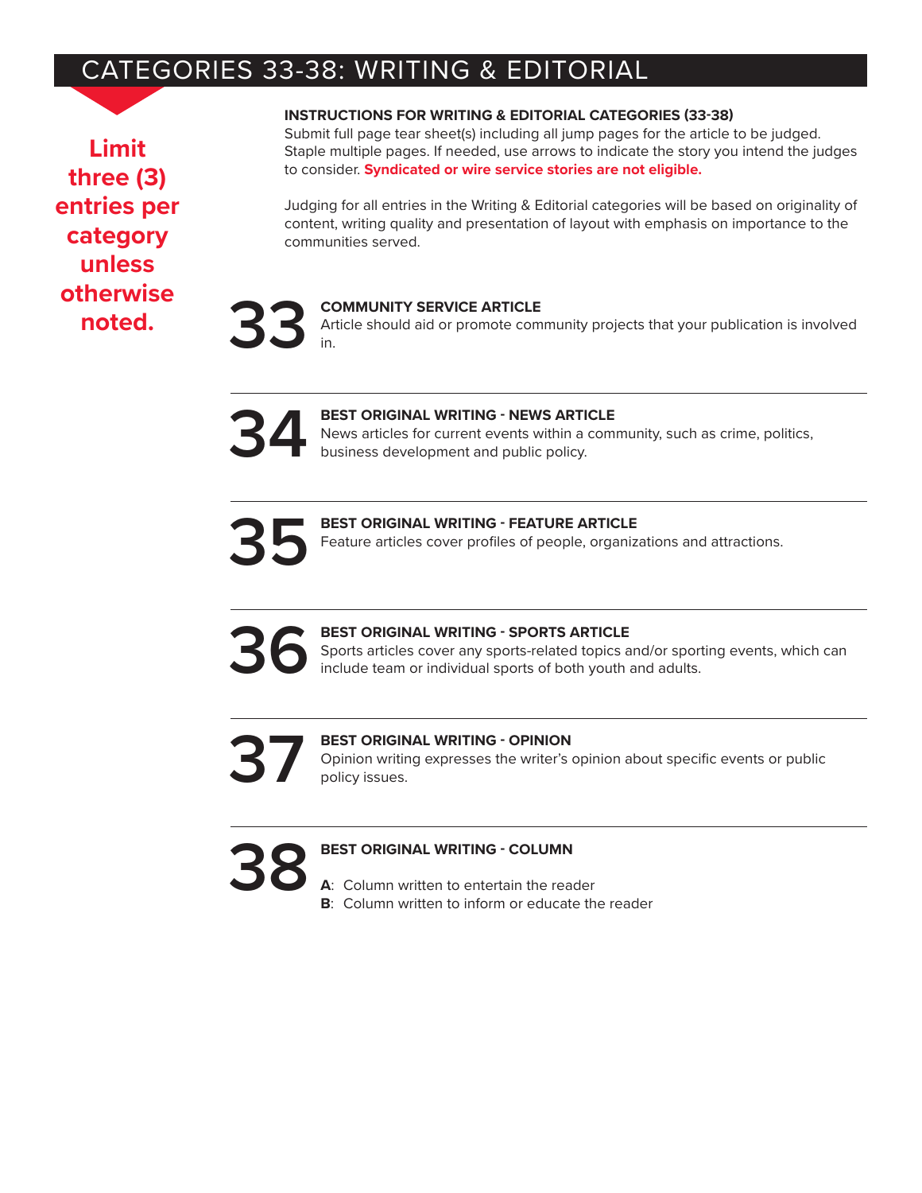# CATEGORIES 33-38: WRITING & EDITORIAL

**Limit three (3) entries per category unless otherwise noted.**

**INSTRUCTIONS FOR WRITING & EDITORIAL CATEGORIES (33-38)**

Submit full page tear sheet(s) including all jump pages for the article to be judged. Staple multiple pages. If needed, use arrows to indicate the story you intend the judges to consider. **Syndicated or wire service stories are not eligible.**

Judging for all entries in the Writing & Editorial categories will be based on originality of content, writing quality and presentation of layout with emphasis on importance to the communities served.

## 33 COMMUNITY SERVICE ARTICLE

Article should aid or promote community projects that your publication is involved in.

---

## 34 BEST ORIGINAL WRITING - NEWS ARTICLE

News articles for current events within a community, such as crime, politics, business development and public policy.

---

## 35 BEST ORIGINAL WRITING - FEATURE ARTICLE

Feature articles cover profiles of people, organizations and attractions.

---

## 36 BEST ORIGINAL WRITING - SPORTS ARTICLE

Sports articles cover any sports-related topics and/or sporting events, which can include team or individual sports of both youth and adults.

---

## 37 BEST ORIGINAL WRITING - OPINION

Opinion writing expresses the writer's opinion about specific events or public policy issues.

---

## 38 BEST ORIGINAL WRITING - COLUMN

**A**: Column written to entertain the reader
**B**: Column written to inform or educate the reader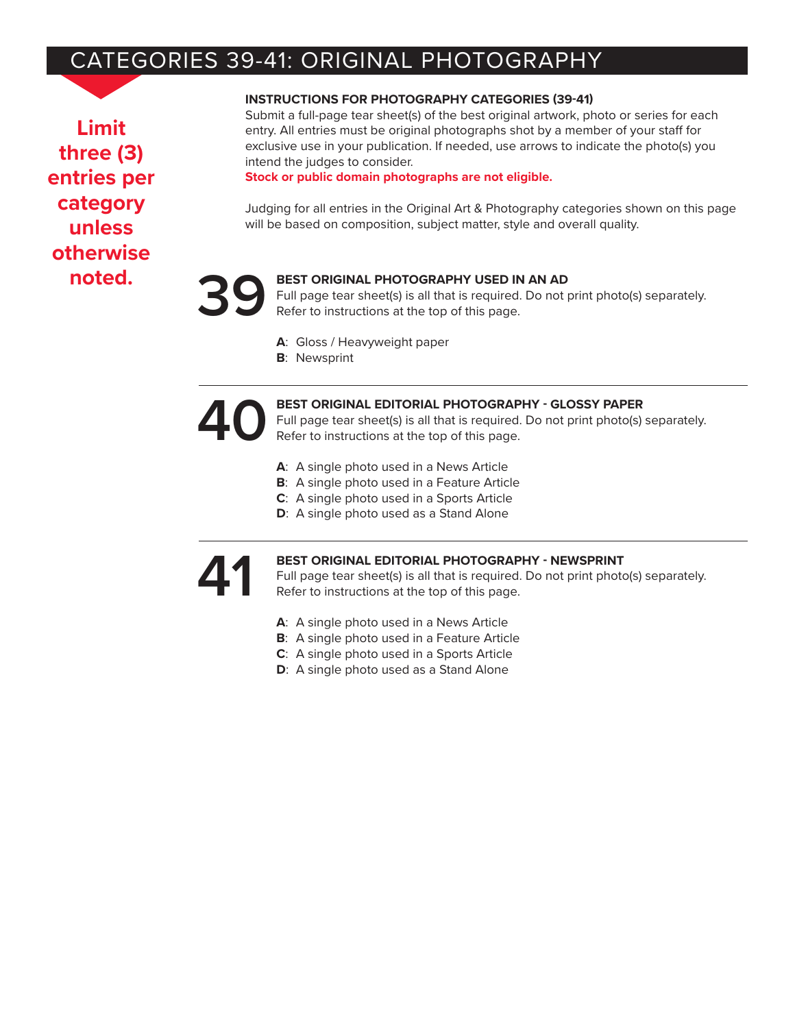# CATEGORIES 39-41: ORIGINAL PHOTOGRAPHY

**Limit three (3) entries per category unless otherwise noted.**

**INSTRUCTIONS FOR PHOTOGRAPHY CATEGORIES (39-41)**

Submit a full-page tear sheet(s) of the best original artwork, photo or series for each entry. All entries must be original photographs shot by a member of your staff for exclusive use in your publication. If needed, use arrows to indicate the photo(s) you intend the judges to consider.

**Stock or public domain photographs are not eligible.**

Judging for all entries in the Original Art & Photography categories shown on this page will be based on composition, subject matter, style and overall quality.

## 39 BEST ORIGINAL PHOTOGRAPHY USED IN AN AD

Full page tear sheet(s) is all that is required. Do not print photo(s) separately. Refer to instructions at the top of this page.

- **A**: Gloss / Heavyweight paper
- **B**: Newsprint

---

## 40 BEST ORIGINAL EDITORIAL PHOTOGRAPHY - GLOSSY PAPER

Full page tear sheet(s) is all that is required. Do not print photo(s) separately. Refer to instructions at the top of this page.

- **A**: A single photo used in a News Article
- **B**: A single photo used in a Feature Article
- **C**: A single photo used in a Sports Article
- **D**: A single photo used as a Stand Alone

---

## 41 BEST ORIGINAL EDITORIAL PHOTOGRAPHY - NEWSPRINT

Full page tear sheet(s) is all that is required. Do not print photo(s) separately. Refer to instructions at the top of this page.

- **A**: A single photo used in a News Article
- **B**: A single photo used in a Feature Article
- **C**: A single photo used in a Sports Article
- **D**: A single photo used as a Stand Alone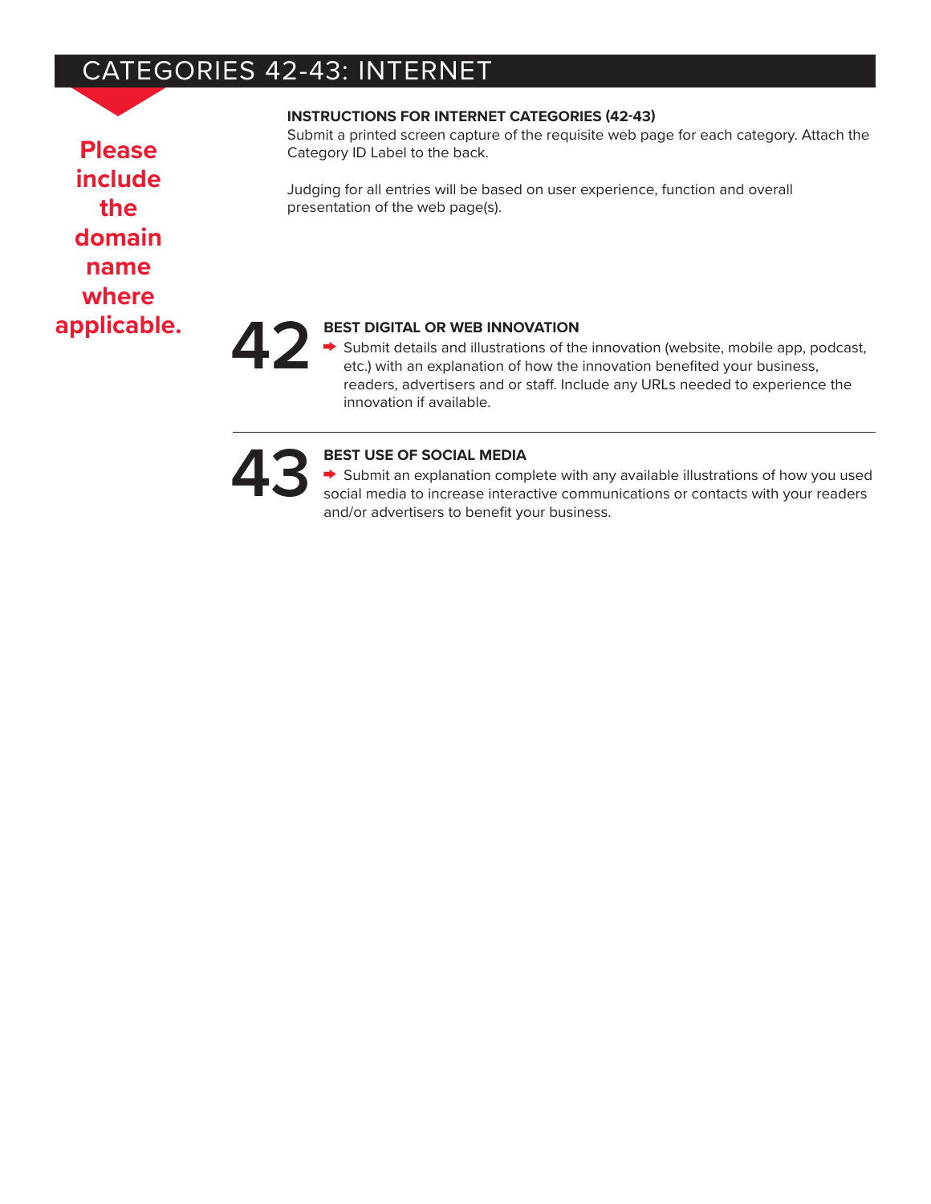# CATEGORIES 42-43: INTERNET

**Please include the domain name where applicable.**

**INSTRUCTIONS FOR INTERNET CATEGORIES (42-43)**

Submit a printed screen capture of the requisite web page for each category. Attach the Category ID Label to the back.

Judging for all entries will be based on user experience, function and overall presentation of the web page(s).

## 42 BEST DIGITAL OR WEB INNOVATION

- Submit details and illustrations of the innovation (website, mobile app, podcast, etc.) with an explanation of how the innovation benefited your business, readers, advertisers and or staff. Include any URLs needed to experience the innovation if available.

---

## 43 BEST USE OF SOCIAL MEDIA

- Submit an explanation complete with any available illustrations of how you used social media to increase interactive communications or contacts with your readers and/or advertisers to benefit your business.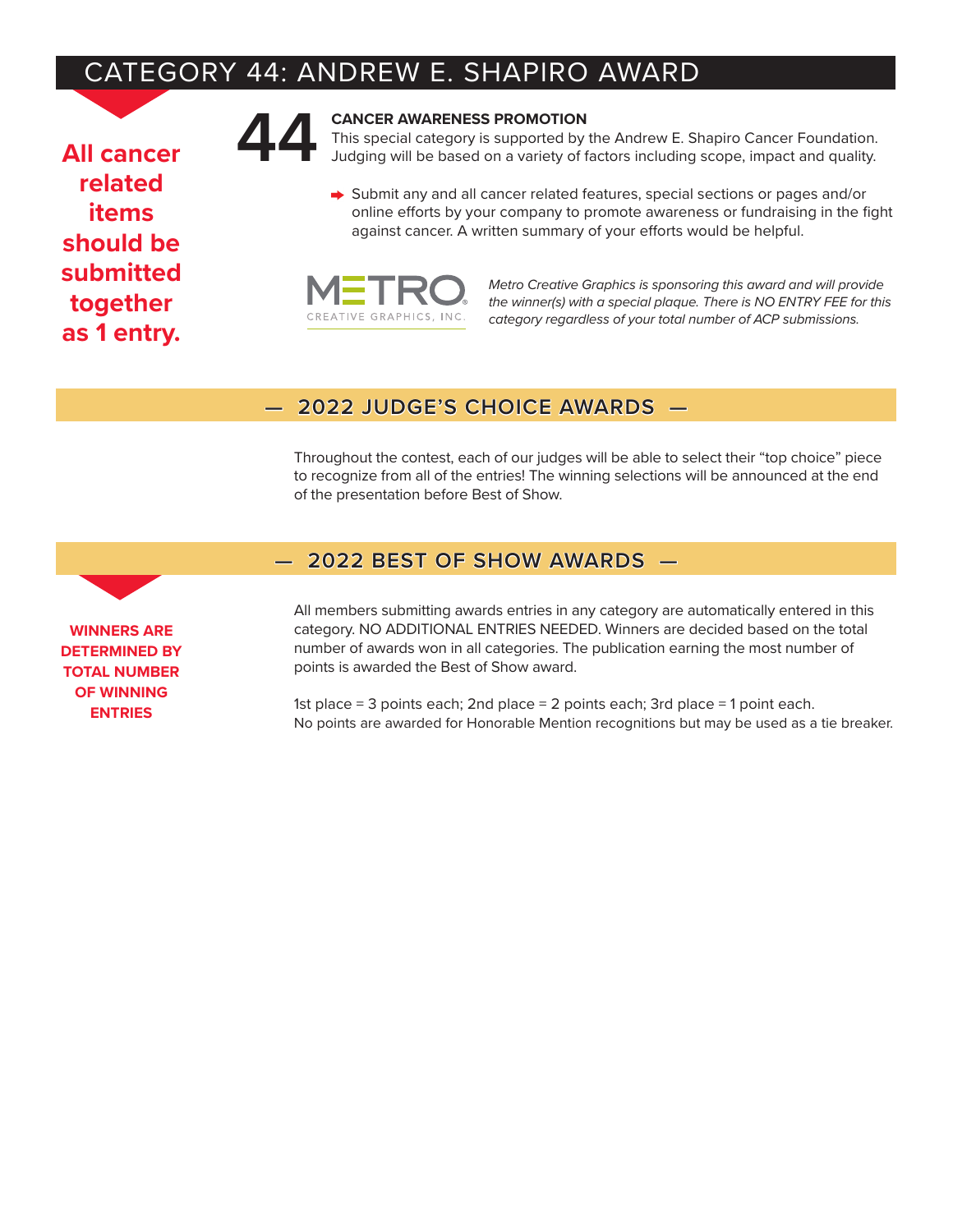# CATEGORY 44: ANDREW E. SHAPIRO AWARD

**All cancer related items should be submitted together as 1 entry.**

## 44

**CANCER AWARENESS PROMOTION**
This special category is supported by the Andrew E. Shapiro Cancer Foundation. Judging will be based on a variety of factors including scope, impact and quality.

- Submit any and all cancer related features, special sections or pages and/or online efforts by your company to promote awareness or fundraising in the fight against cancer. A written summary of your efforts would be helpful.

METRO CREATIVE GRAPHICS, INC.

*Metro Creative Graphics is sponsoring this award and will provide the winner(s) with a special plaque. There is NO ENTRY FEE for this category regardless of your total number of ACP submissions.*

## — 2022 JUDGE'S CHOICE AWARDS —

Throughout the contest, each of our judges will be able to select their "top choice" piece to recognize from all of the entries! The winning selections will be announced at the end of the presentation before Best of Show.

## — 2022 BEST OF SHOW AWARDS —

**WINNERS ARE DETERMINED BY TOTAL NUMBER OF WINNING ENTRIES**

All members submitting awards entries in any category are automatically entered in this category. NO ADDITIONAL ENTRIES NEEDED. Winners are decided based on the total number of awards won in all categories. The publication earning the most number of points is awarded the Best of Show award.

1st place = 3 points each; 2nd place = 2 points each; 3rd place = 1 point each.
No points are awarded for Honorable Mention recognitions but may be used as a tie breaker.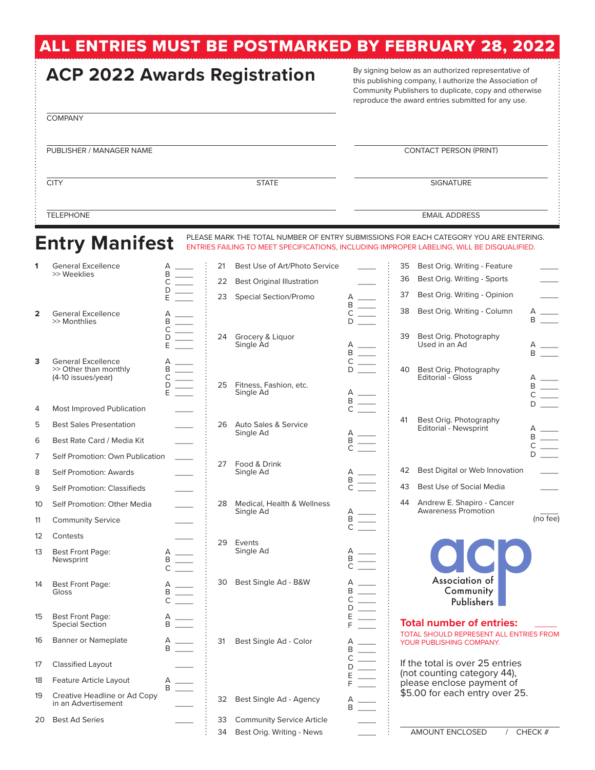**ALL ENTRIES MUST BE POSTMARKED BY FEBRUARY 28, 2022**

# ACP 2022 Awards Registration

By signing below as an authorized representative of this publishing company, I authorize the Association of Community Publishers to duplicate, copy and otherwise reproduce the award entries submitted for any use.

COMPANY ______________________

PUBLISHER / MANAGER NAME ______________________

CONTACT PERSON (PRINT) ______________________

CITY ______________________ STATE ______________________

SIGNATURE ______________________

TELEPHONE ______________________

EMAIL ADDRESS ______________________

# Entry Manifest

PLEASE MARK THE TOTAL NUMBER OF ENTRY SUBMISSIONS FOR EACH CATEGORY YOU ARE ENTERING.
ENTRIES FAILING TO MEET SPECIFICATIONS, INCLUDING IMPROPER LABELING, WILL BE DISQUALIFIED.

1 General Excellence >> Weeklies — A ___ B ___ C ___ D ___ E ___

2 General Excellence >> Monthlies — A ___ B ___ C ___ D ___ E ___

3 General Excellence >> Other than monthly (4-10 issues/year) — A ___ B ___ C ___ D ___ E ___

4 Most Improved Publication ___

5 Best Sales Presentation ___

6 Best Rate Card / Media Kit ___

7 Self Promotion: Own Publication ___

8 Self Promotion: Awards ___

9 Self Promotion: Classifieds ___

10 Self Promotion: Other Media ___

11 Community Service ___

12 Contests ___

13 Best Front Page: Newsprint — A ___ B ___ C ___

14 Best Front Page: Gloss — A ___ B ___ C ___

15 Best Front Page: Special Section — A ___ B ___

16 Banner or Nameplate — A ___ B ___

17 Classified Layout ___

18 Feature Article Layout — A ___ B ___

19 Creative Headline or Ad Copy in an Advertisement ___

20 Best Ad Series ___

21 Best Use of Art/Photo Service ___

22 Best Original Illustration ___

23 Special Section/Promo — A ___ B ___ C ___ D ___

24 Grocery & Liquor Single Ad — A ___ B ___ C ___ D ___

25 Fitness, Fashion, etc. Single Ad — A ___ B ___ C ___

26 Auto Sales & Service Single Ad — A ___ B ___ C ___

27 Food & Drink Single Ad — A ___ B ___ C ___

28 Medical, Health & Wellness Single Ad — A ___ B ___ C ___

29 Events Single Ad — A ___ B ___ C ___

30 Best Single Ad - B&W — A ___ B ___ C ___ D ___ E ___ F ___

31 Best Single Ad - Color — A ___ B ___ C ___ D ___ E ___ F ___

32 Best Single Ad - Agency — A ___ B ___

33 Community Service Article ___

34 Best Orig. Writing - News ___

35 Best Orig. Writing - Feature ___

36 Best Orig. Writing - Sports ___

37 Best Orig. Writing - Opinion ___

38 Best Orig. Writing - Column — A ___ B ___

39 Best Orig. Photography Used in an Ad — A ___ B ___

40 Best Orig. Photography Editorial - Gloss — A ___ B ___ C ___ D ___

41 Best Orig. Photography Editorial - Newsprint — A ___ B ___ C ___ D ___

42 Best Digital or Web Innovation ___

43 Best Use of Social Media ___

44 Andrew E. Shapiro - Cancer Awareness Promotion ___ (no fee)

acp Association of Community Publishers

**Total number of entries:** ___

TOTAL SHOULD REPRESENT ALL ENTRIES FROM YOUR PUBLISHING COMPANY.

If the total is over 25 entries (not counting category 44), please enclose payment of $5.00 for each entry over 25.

AMOUNT ENCLOSED / CHECK # ______________________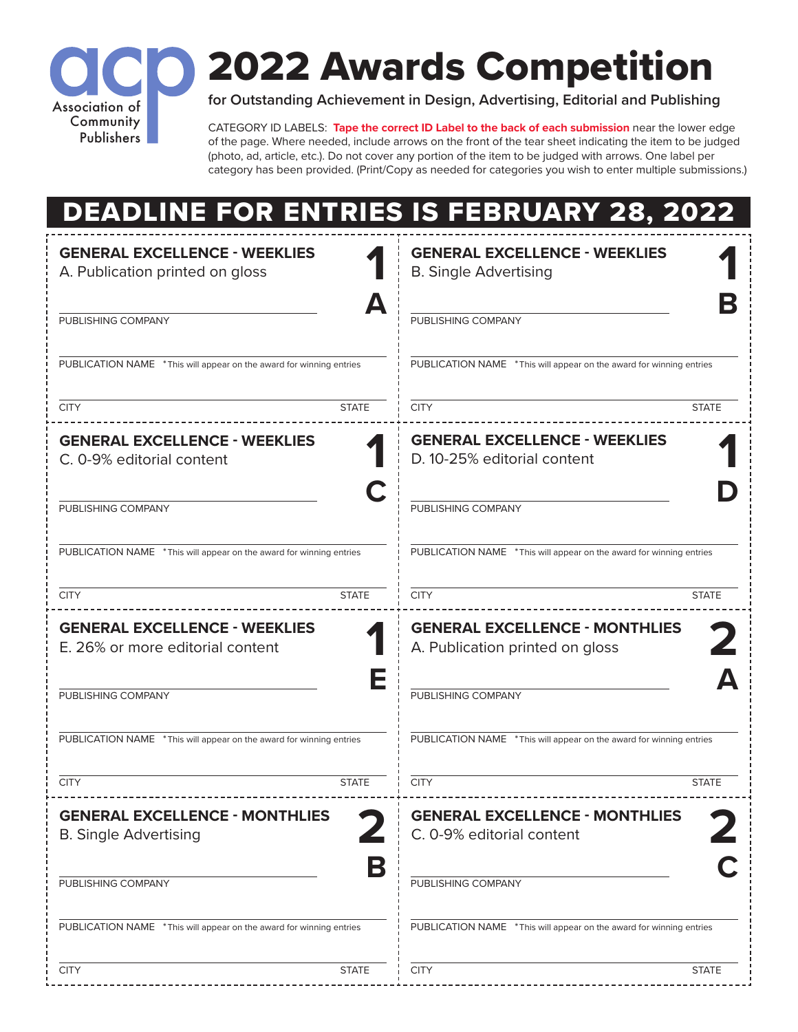Association of Community Publishers

# 2022 Awards Competition

**for Outstanding Achievement in Design, Advertising, Editorial and Publishing**

CATEGORY ID LABELS: **Tape the correct ID Label to the back of each submission** near the lower edge of the page. Where needed, include arrows on the front of the tear sheet indicating the item to be judged (photo, ad, article, etc.). Do not cover any portion of the item to be judged with arrows. One label per category has been provided. (Print/Copy as needed for categories you wish to enter multiple submissions.)

## DEADLINE FOR ENTRIES IS FEBRUARY 28, 2022

---

**GENERAL EXCELLENCE - WEEKLIES**
A. Publication printed on gloss

**1A**

PUBLISHING COMPANY

PUBLICATION NAME *This will appear on the award for winning entries

CITY STATE

---

**GENERAL EXCELLENCE - WEEKLIES**
B. Single Advertising

**1B**

PUBLISHING COMPANY

PUBLICATION NAME *This will appear on the award for winning entries

CITY STATE

---

**GENERAL EXCELLENCE - WEEKLIES**
C. 0-9% editorial content

**1C**

PUBLISHING COMPANY

PUBLICATION NAME *This will appear on the award for winning entries

CITY STATE

---

**GENERAL EXCELLENCE - WEEKLIES**
D. 10-25% editorial content

**1D**

PUBLISHING COMPANY

PUBLICATION NAME *This will appear on the award for winning entries

CITY STATE

---

**GENERAL EXCELLENCE - WEEKLIES**
E. 26% or more editorial content

**1E**

PUBLISHING COMPANY

PUBLICATION NAME *This will appear on the award for winning entries

CITY STATE

---

**GENERAL EXCELLENCE - MONTHLIES**
A. Publication printed on gloss

**2A**

PUBLISHING COMPANY

PUBLICATION NAME *This will appear on the award for winning entries

CITY STATE

---

**GENERAL EXCELLENCE - MONTHLIES**
B. Single Advertising

**2B**

PUBLISHING COMPANY

PUBLICATION NAME *This will appear on the award for winning entries

CITY STATE

---

**GENERAL EXCELLENCE - MONTHLIES**
C. 0-9% editorial content

**2C**

PUBLISHING COMPANY

PUBLICATION NAME *This will appear on the award for winning entries

CITY STATE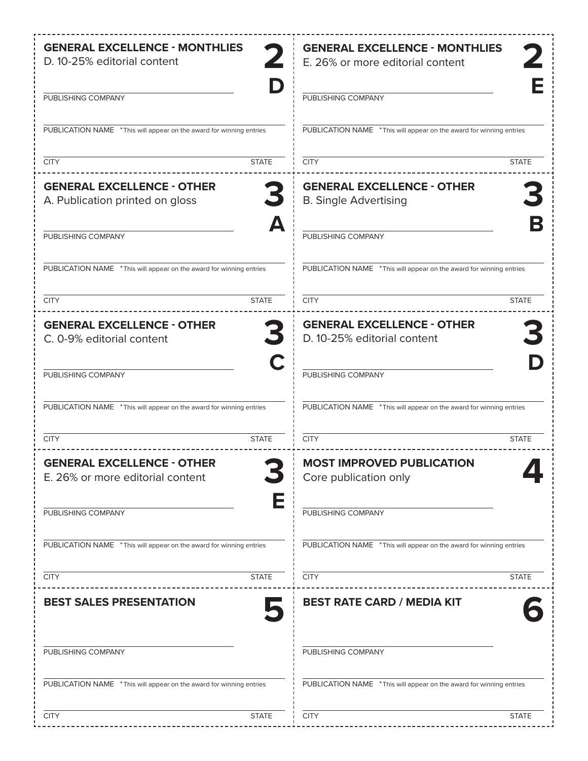## GENERAL EXCELLENCE - MONTHLIES
D. 10-25% editorial content

**2D**

PUBLISHING COMPANY

PUBLICATION NAME *This will appear on the award for winning entries

CITY STATE

---

## GENERAL EXCELLENCE - MONTHLIES
E. 26% or more editorial content

**2E**

PUBLISHING COMPANY

PUBLICATION NAME *This will appear on the award for winning entries

CITY STATE

---

## GENERAL EXCELLENCE - OTHER
A. Publication printed on gloss

**3A**

PUBLISHING COMPANY

PUBLICATION NAME *This will appear on the award for winning entries

CITY STATE

---

## GENERAL EXCELLENCE - OTHER
B. Single Advertising

**3B**

PUBLISHING COMPANY

PUBLICATION NAME *This will appear on the award for winning entries

CITY STATE

---

## GENERAL EXCELLENCE - OTHER
C. 0-9% editorial content

**3C**

PUBLISHING COMPANY

PUBLICATION NAME *This will appear on the award for winning entries

CITY STATE

---

## GENERAL EXCELLENCE - OTHER
D. 10-25% editorial content

**3D**

PUBLISHING COMPANY

PUBLICATION NAME *This will appear on the award for winning entries

CITY STATE

---

## GENERAL EXCELLENCE - OTHER
E. 26% or more editorial content

**3E**

PUBLISHING COMPANY

PUBLICATION NAME *This will appear on the award for winning entries

CITY STATE

---

## MOST IMPROVED PUBLICATION
Core publication only

**4**

PUBLISHING COMPANY

PUBLICATION NAME *This will appear on the award for winning entries

CITY STATE

---

## BEST SALES PRESENTATION

**5**

PUBLISHING COMPANY

PUBLICATION NAME *This will appear on the award for winning entries

CITY STATE

---

## BEST RATE CARD / MEDIA KIT

**6**

PUBLISHING COMPANY

PUBLICATION NAME *This will appear on the award for winning entries

CITY STATE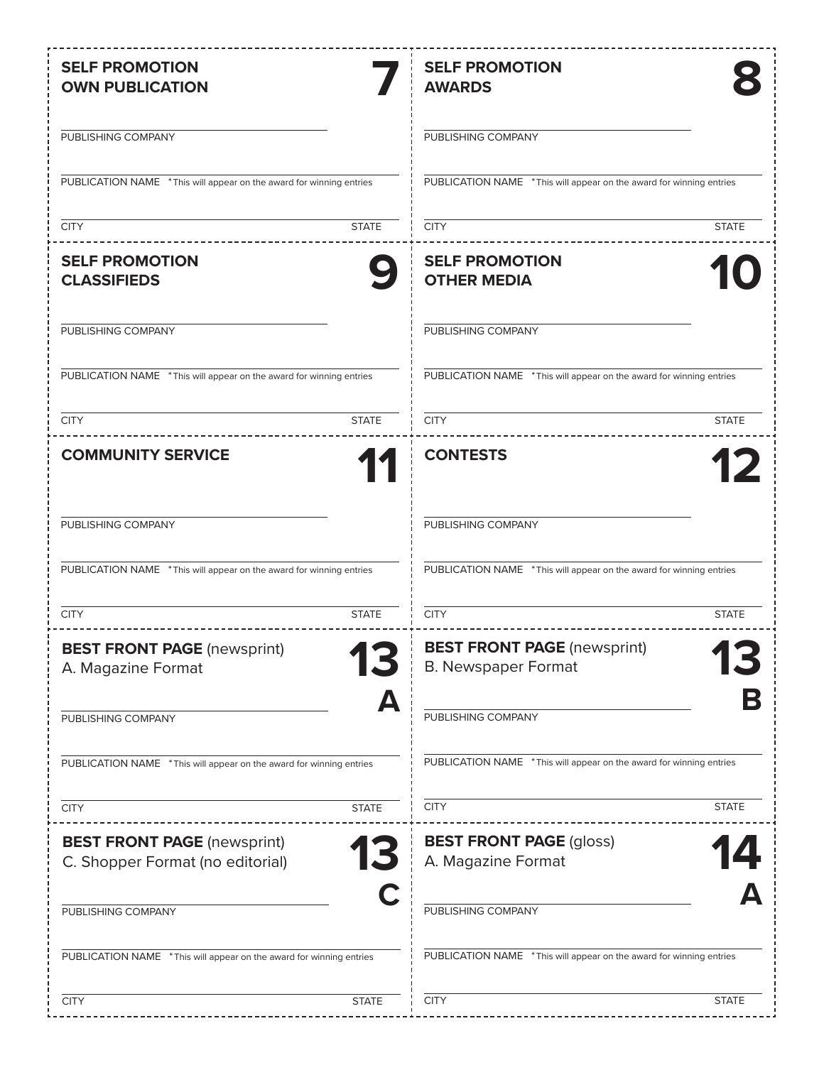## SELF PROMOTION OWN PUBLICATION — 7

PUBLISHING COMPANY

PUBLICATION NAME *This will appear on the award for winning entries

CITY STATE

## SELF PROMOTION AWARDS — 8

PUBLISHING COMPANY

PUBLICATION NAME *This will appear on the award for winning entries

CITY STATE

## SELF PROMOTION CLASSIFIEDS — 9

PUBLISHING COMPANY

PUBLICATION NAME *This will appear on the award for winning entries

CITY STATE

## SELF PROMOTION OTHER MEDIA — 10

PUBLISHING COMPANY

PUBLICATION NAME *This will appear on the award for winning entries

CITY STATE

## COMMUNITY SERVICE — 11

PUBLISHING COMPANY

PUBLICATION NAME *This will appear on the award for winning entries

CITY STATE

## CONTESTS — 12

PUBLISHING COMPANY

PUBLICATION NAME *This will appear on the award for winning entries

CITY STATE

## BEST FRONT PAGE (newsprint) A. Magazine Format — 13 A

PUBLISHING COMPANY

PUBLICATION NAME *This will appear on the award for winning entries

CITY STATE

## BEST FRONT PAGE (newsprint) B. Newspaper Format — 13 B

PUBLISHING COMPANY

PUBLICATION NAME *This will appear on the award for winning entries

CITY STATE

## BEST FRONT PAGE (newsprint) C. Shopper Format (no editorial) — 13 C

PUBLISHING COMPANY

PUBLICATION NAME *This will appear on the award for winning entries

CITY STATE

## BEST FRONT PAGE (gloss) A. Magazine Format — 14 A

PUBLISHING COMPANY

PUBLICATION NAME *This will appear on the award for winning entries

CITY STATE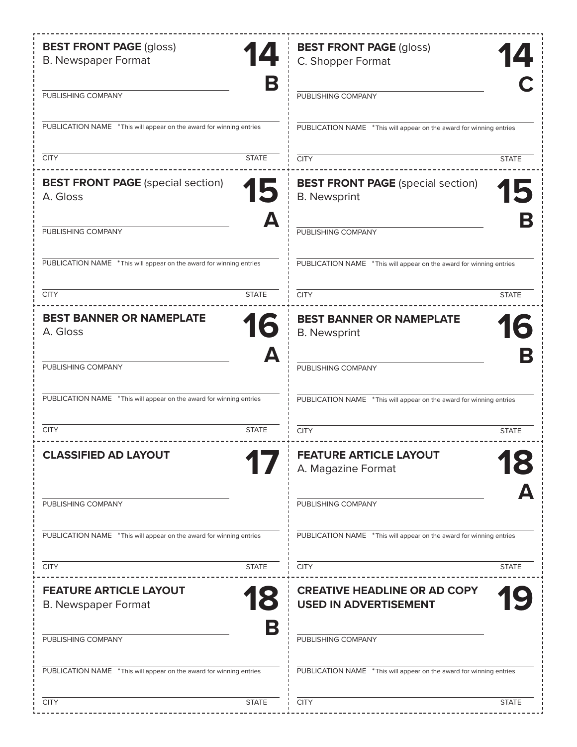**BEST FRONT PAGE** (gloss)
B. Newspaper Format

**14 B**

PUBLISHING COMPANY

PUBLICATION NAME *This will appear on the award for winning entries

CITY STATE

---

**BEST FRONT PAGE** (gloss)
C. Shopper Format

**14 C**

PUBLISHING COMPANY

PUBLICATION NAME *This will appear on the award for winning entries

CITY STATE

---

**BEST FRONT PAGE** (special section)
A. Gloss

**15 A**

PUBLISHING COMPANY

PUBLICATION NAME *This will appear on the award for winning entries

CITY STATE

---

**BEST FRONT PAGE** (special section)
B. Newsprint

**15 B**

PUBLISHING COMPANY

PUBLICATION NAME *This will appear on the award for winning entries

CITY STATE

---

**BEST BANNER OR NAMEPLATE**
A. Gloss

**16 A**

PUBLISHING COMPANY

PUBLICATION NAME *This will appear on the award for winning entries

CITY STATE

---

**BEST BANNER OR NAMEPLATE**
B. Newsprint

**16 B**

PUBLISHING COMPANY

PUBLICATION NAME *This will appear on the award for winning entries

CITY STATE

---

**CLASSIFIED AD LAYOUT**

**17**

PUBLISHING COMPANY

PUBLICATION NAME *This will appear on the award for winning entries

CITY STATE

---

**FEATURE ARTICLE LAYOUT**
A. Magazine Format

**18 A**

PUBLISHING COMPANY

PUBLICATION NAME *This will appear on the award for winning entries

CITY STATE

---

**FEATURE ARTICLE LAYOUT**
B. Newspaper Format

**18 B**

PUBLISHING COMPANY

PUBLICATION NAME *This will appear on the award for winning entries

CITY STATE

---

**CREATIVE HEADLINE OR AD COPY USED IN ADVERTISEMENT**

**19**

PUBLISHING COMPANY

PUBLICATION NAME *This will appear on the award for winning entries

CITY STATE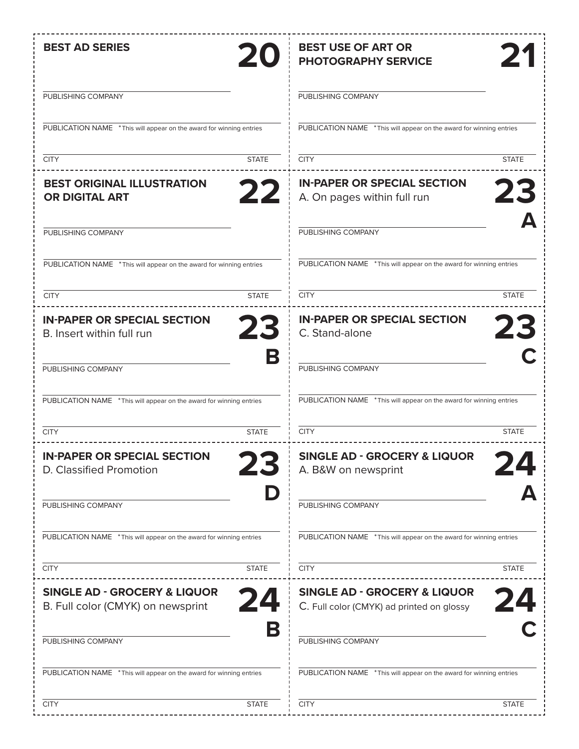## BEST AD SERIES — 20

PUBLISHING COMPANY

PUBLICATION NAME *This will appear on the award for winning entries

CITY STATE

## BEST USE OF ART OR PHOTOGRAPHY SERVICE — 21

PUBLISHING COMPANY

PUBLICATION NAME *This will appear on the award for winning entries

CITY STATE

## BEST ORIGINAL ILLUSTRATION OR DIGITAL ART — 22

PUBLISHING COMPANY

PUBLICATION NAME *This will appear on the award for winning entries

CITY STATE

## IN-PAPER OR SPECIAL SECTION — 23A

A. On pages within full run

PUBLISHING COMPANY

PUBLICATION NAME *This will appear on the award for winning entries

CITY STATE

## IN-PAPER OR SPECIAL SECTION — 23B

B. Insert within full run

PUBLISHING COMPANY

PUBLICATION NAME *This will appear on the award for winning entries

CITY STATE

## IN-PAPER OR SPECIAL SECTION — 23C

C. Stand-alone

PUBLISHING COMPANY

PUBLICATION NAME *This will appear on the award for winning entries

CITY STATE

## IN-PAPER OR SPECIAL SECTION — 23D

D. Classified Promotion

PUBLISHING COMPANY

PUBLICATION NAME *This will appear on the award for winning entries

CITY STATE

## SINGLE AD - GROCERY & LIQUOR — 24A

A. B&W on newsprint

PUBLISHING COMPANY

PUBLICATION NAME *This will appear on the award for winning entries

CITY STATE

## SINGLE AD - GROCERY & LIQUOR — 24B

B. Full color (CMYK) on newsprint

PUBLISHING COMPANY

PUBLICATION NAME *This will appear on the award for winning entries

CITY STATE

## SINGLE AD - GROCERY & LIQUOR — 24C

C. Full color (CMYK) ad printed on glossy

PUBLISHING COMPANY

PUBLICATION NAME *This will appear on the award for winning entries

CITY STATE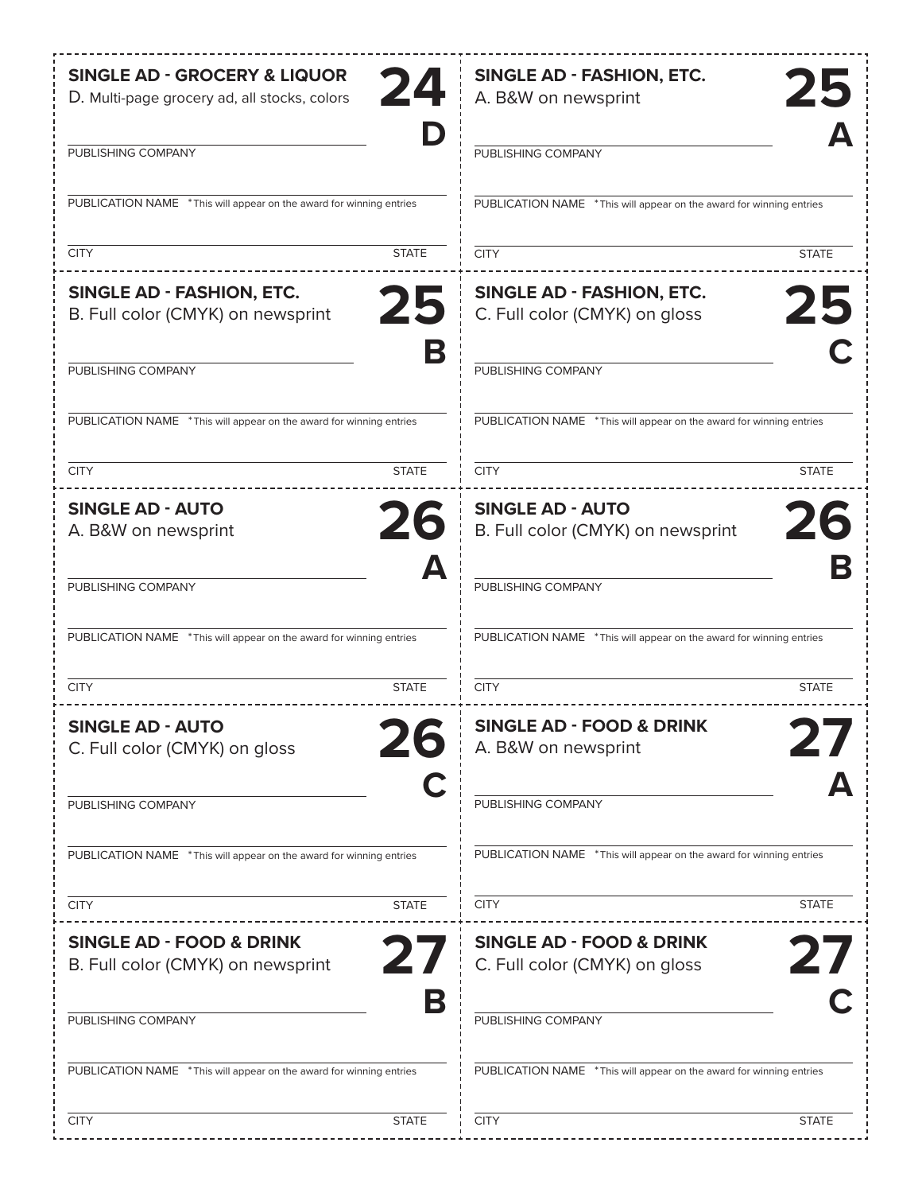## SINGLE AD - GROCERY & LIQUOR

D. Multi-page grocery ad, all stocks, colors

**24 D**

PUBLISHING COMPANY

PUBLICATION NAME *This will appear on the award for winning entries

CITY STATE

## SINGLE AD - FASHION, ETC.

A. B&W on newsprint

**25 A**

PUBLISHING COMPANY

PUBLICATION NAME *This will appear on the award for winning entries

CITY STATE

## SINGLE AD - FASHION, ETC.

B. Full color (CMYK) on newsprint

**25 B**

PUBLISHING COMPANY

PUBLICATION NAME *This will appear on the award for winning entries

CITY STATE

## SINGLE AD - FASHION, ETC.

C. Full color (CMYK) on gloss

**25 C**

PUBLISHING COMPANY

PUBLICATION NAME *This will appear on the award for winning entries

CITY STATE

## SINGLE AD - AUTO

A. B&W on newsprint

**26 A**

PUBLISHING COMPANY

PUBLICATION NAME *This will appear on the award for winning entries

CITY STATE

## SINGLE AD - AUTO

B. Full color (CMYK) on newsprint

**26 B**

PUBLISHING COMPANY

PUBLICATION NAME *This will appear on the award for winning entries

CITY STATE

## SINGLE AD - AUTO

C. Full color (CMYK) on gloss

**26 C**

PUBLISHING COMPANY

PUBLICATION NAME *This will appear on the award for winning entries

CITY STATE

## SINGLE AD - FOOD & DRINK

A. B&W on newsprint

**27 A**

PUBLISHING COMPANY

PUBLICATION NAME *This will appear on the award for winning entries

CITY STATE

## SINGLE AD - FOOD & DRINK

B. Full color (CMYK) on newsprint

**27 B**

PUBLISHING COMPANY

PUBLICATION NAME *This will appear on the award for winning entries

CITY STATE

## SINGLE AD - FOOD & DRINK

C. Full color (CMYK) on gloss

**27 C**

PUBLISHING COMPANY

PUBLICATION NAME *This will appear on the award for winning entries

CITY STATE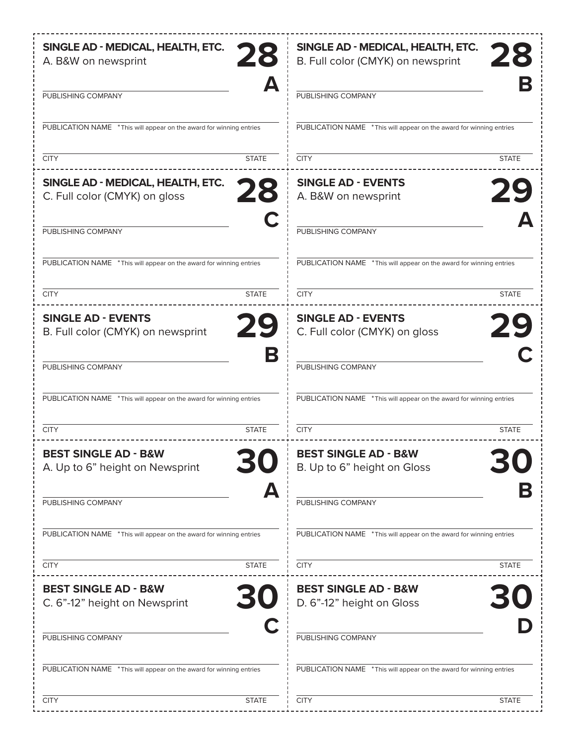**SINGLE AD - MEDICAL, HEALTH, ETC.**
A. B&W on newsprint

**28 A**

PUBLISHING COMPANY

PUBLICATION NAME *This will appear on the award for winning entries

CITY STATE

---

**SINGLE AD - MEDICAL, HEALTH, ETC.**
B. Full color (CMYK) on newsprint

**28 B**

PUBLISHING COMPANY

PUBLICATION NAME *This will appear on the award for winning entries

CITY STATE

---

**SINGLE AD - MEDICAL, HEALTH, ETC.**
C. Full color (CMYK) on gloss

**28 C**

PUBLISHING COMPANY

PUBLICATION NAME *This will appear on the award for winning entries

CITY STATE

---

**SINGLE AD - EVENTS**
A. B&W on newsprint

**29 A**

PUBLISHING COMPANY

PUBLICATION NAME *This will appear on the award for winning entries

CITY STATE

---

**SINGLE AD - EVENTS**
B. Full color (CMYK) on newsprint

**29 B**

PUBLISHING COMPANY

PUBLICATION NAME *This will appear on the award for winning entries

CITY STATE

---

**SINGLE AD - EVENTS**
C. Full color (CMYK) on gloss

**29 C**

PUBLISHING COMPANY

PUBLICATION NAME *This will appear on the award for winning entries

CITY STATE

---

**BEST SINGLE AD - B&W**
A. Up to 6" height on Newsprint

**30 A**

PUBLISHING COMPANY

PUBLICATION NAME *This will appear on the award for winning entries

CITY STATE

---

**BEST SINGLE AD - B&W**
B. Up to 6" height on Gloss

**30 B**

PUBLISHING COMPANY

PUBLICATION NAME *This will appear on the award for winning entries

CITY STATE

---

**BEST SINGLE AD - B&W**
C. 6"-12" height on Newsprint

**30 C**

PUBLISHING COMPANY

PUBLICATION NAME *This will appear on the award for winning entries

CITY STATE

---

**BEST SINGLE AD - B&W**
D. 6"-12" height on Gloss

**30 D**

PUBLISHING COMPANY

PUBLICATION NAME *This will appear on the award for winning entries

CITY STATE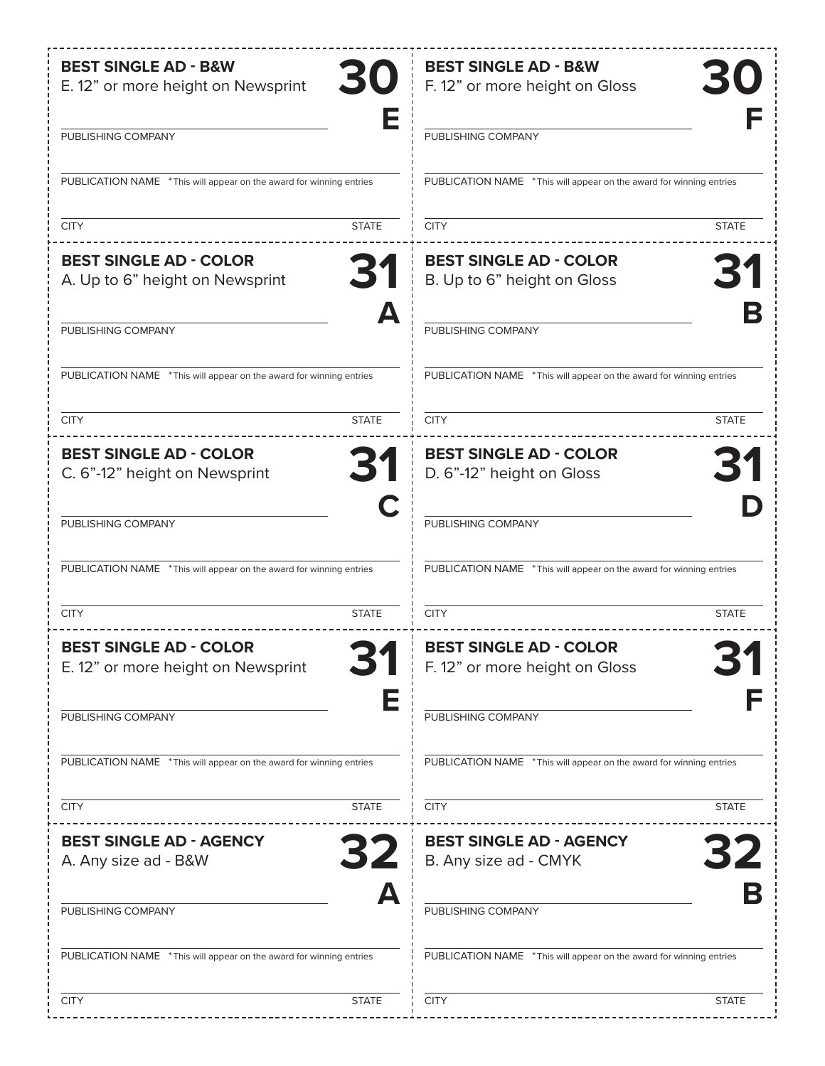**BEST SINGLE AD - B&W**
E. 12” or more height on Newsprint

**30 E**

PUBLISHING COMPANY

PUBLICATION NAME *This will appear on the award for winning entries

CITY STATE

---

**BEST SINGLE AD - B&W**
F. 12” or more height on Gloss

**30 F**

PUBLISHING COMPANY

PUBLICATION NAME *This will appear on the award for winning entries

CITY STATE

---

**BEST SINGLE AD - COLOR**
A. Up to 6” height on Newsprint

**31 A**

PUBLISHING COMPANY

PUBLICATION NAME *This will appear on the award for winning entries

CITY STATE

---

**BEST SINGLE AD - COLOR**
B. Up to 6” height on Gloss

**31 B**

PUBLISHING COMPANY

PUBLICATION NAME *This will appear on the award for winning entries

CITY STATE

---

**BEST SINGLE AD - COLOR**
C. 6”-12” height on Newsprint

**31 C**

PUBLISHING COMPANY

PUBLICATION NAME *This will appear on the award for winning entries

CITY STATE

---

**BEST SINGLE AD - COLOR**
D. 6”-12” height on Gloss

**31 D**

PUBLISHING COMPANY

PUBLICATION NAME *This will appear on the award for winning entries

CITY STATE

---

**BEST SINGLE AD - COLOR**
E. 12” or more height on Newsprint

**31 E**

PUBLISHING COMPANY

PUBLICATION NAME *This will appear on the award for winning entries

CITY STATE

---

**BEST SINGLE AD - COLOR**
F. 12” or more height on Gloss

**31 F**

PUBLISHING COMPANY

PUBLICATION NAME *This will appear on the award for winning entries

CITY STATE

---

**BEST SINGLE AD - AGENCY**
A. Any size ad - B&W

**32 A**

PUBLISHING COMPANY

PUBLICATION NAME *This will appear on the award for winning entries

CITY STATE

---

**BEST SINGLE AD - AGENCY**
B. Any size ad - CMYK

**32 B**

PUBLISHING COMPANY

PUBLICATION NAME *This will appear on the award for winning entries

CITY STATE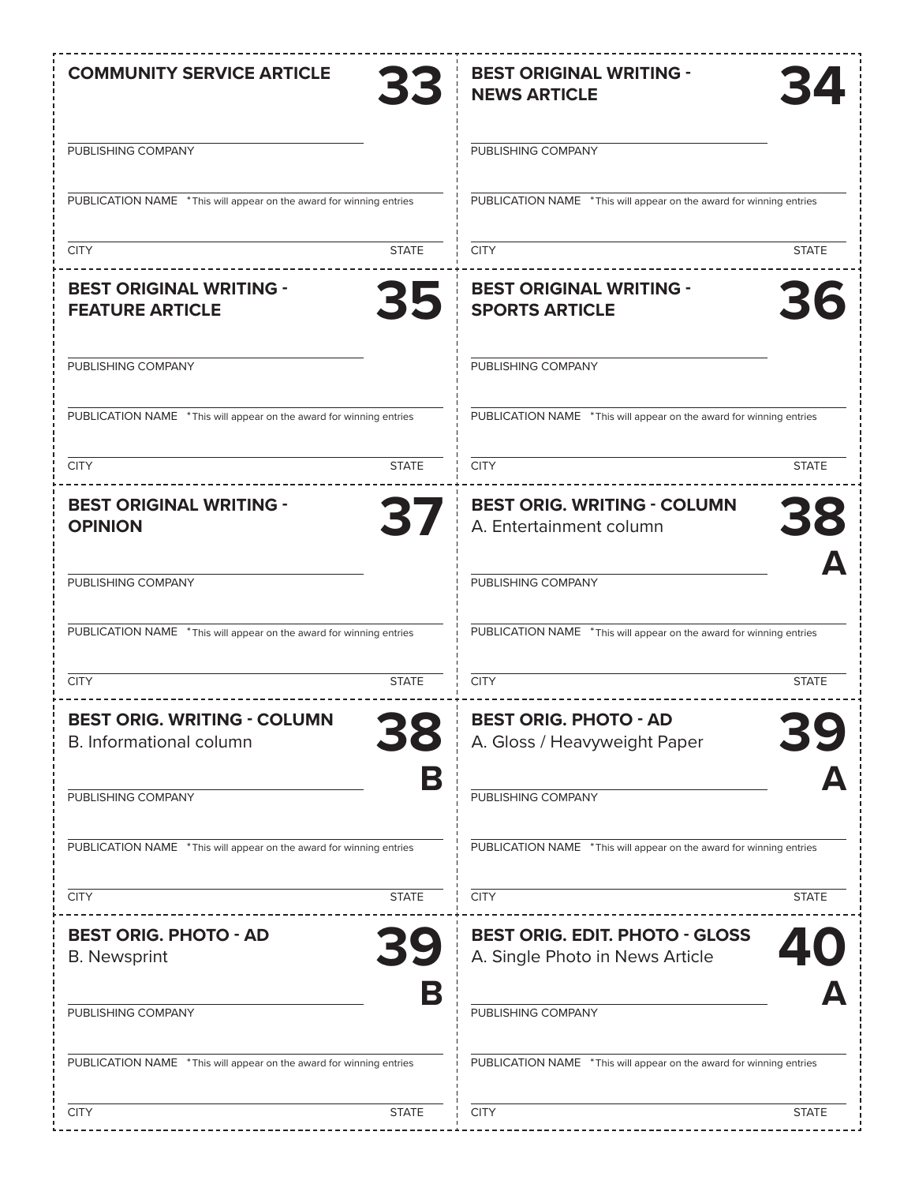## COMMUNITY SERVICE ARTICLE — 33

PUBLISHING COMPANY

PUBLICATION NAME *This will appear on the award for winning entries

CITY STATE

## BEST ORIGINAL WRITING - NEWS ARTICLE — 34

PUBLISHING COMPANY

PUBLICATION NAME *This will appear on the award for winning entries

CITY STATE

## BEST ORIGINAL WRITING - FEATURE ARTICLE — 35

PUBLISHING COMPANY

PUBLICATION NAME *This will appear on the award for winning entries

CITY STATE

## BEST ORIGINAL WRITING - SPORTS ARTICLE — 36

PUBLISHING COMPANY

PUBLICATION NAME *This will appear on the award for winning entries

CITY STATE

## BEST ORIGINAL WRITING - OPINION — 37

PUBLISHING COMPANY

PUBLICATION NAME *This will appear on the award for winning entries

CITY STATE

## BEST ORIG. WRITING - COLUMN — 38 A

A. Entertainment column

PUBLISHING COMPANY

PUBLICATION NAME *This will appear on the award for winning entries

CITY STATE

## BEST ORIG. WRITING - COLUMN — 38 B

B. Informational column

PUBLISHING COMPANY

PUBLICATION NAME *This will appear on the award for winning entries

CITY STATE

## BEST ORIG. PHOTO - AD — 39 A

A. Gloss / Heavyweight Paper

PUBLISHING COMPANY

PUBLICATION NAME *This will appear on the award for winning entries

CITY STATE

## BEST ORIG. PHOTO - AD — 39 B

B. Newsprint

PUBLISHING COMPANY

PUBLICATION NAME *This will appear on the award for winning entries

CITY STATE

## BEST ORIG. EDIT. PHOTO - GLOSS — 40 A

A. Single Photo in News Article

PUBLISHING COMPANY

PUBLICATION NAME *This will appear on the award for winning entries

CITY STATE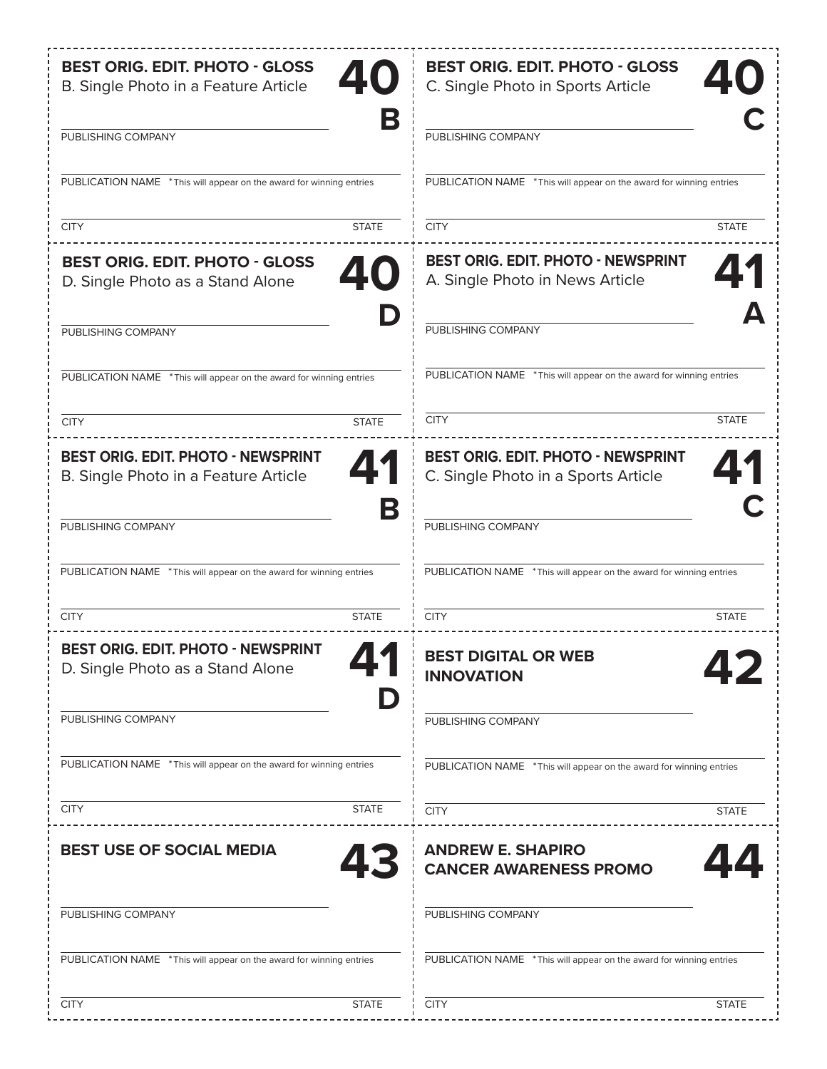**BEST ORIG. EDIT. PHOTO - GLOSS**
B. Single Photo in a Feature Article

**40 B**

PUBLISHING COMPANY

PUBLICATION NAME *This will appear on the award for winning entries

CITY STATE

---

**BEST ORIG. EDIT. PHOTO - GLOSS**
C. Single Photo in Sports Article

**40 C**

PUBLISHING COMPANY

PUBLICATION NAME *This will appear on the award for winning entries

CITY STATE

---

**BEST ORIG. EDIT. PHOTO - GLOSS**
D. Single Photo as a Stand Alone

**40 D**

PUBLISHING COMPANY

PUBLICATION NAME *This will appear on the award for winning entries

CITY STATE

---

**BEST ORIG. EDIT. PHOTO - NEWSPRINT**
A. Single Photo in News Article

**41 A**

PUBLISHING COMPANY

PUBLICATION NAME *This will appear on the award for winning entries

CITY STATE

---

**BEST ORIG. EDIT. PHOTO - NEWSPRINT**
B. Single Photo in a Feature Article

**41 B**

PUBLISHING COMPANY

PUBLICATION NAME *This will appear on the award for winning entries

CITY STATE

---

**BEST ORIG. EDIT. PHOTO - NEWSPRINT**
C. Single Photo in a Sports Article

**41 C**

PUBLISHING COMPANY

PUBLICATION NAME *This will appear on the award for winning entries

CITY STATE

---

**BEST ORIG. EDIT. PHOTO - NEWSPRINT**
D. Single Photo as a Stand Alone

**41 D**

PUBLISHING COMPANY

PUBLICATION NAME *This will appear on the award for winning entries

CITY STATE

---

**BEST DIGITAL OR WEB INNOVATION**

**42**

PUBLISHING COMPANY

PUBLICATION NAME *This will appear on the award for winning entries

CITY STATE

---

**BEST USE OF SOCIAL MEDIA**

**43**

PUBLISHING COMPANY

PUBLICATION NAME *This will appear on the award for winning entries

CITY STATE

---

**ANDREW E. SHAPIRO CANCER AWARENESS PROMO**

**44**

PUBLISHING COMPANY

PUBLICATION NAME *This will appear on the award for winning entries

CITY STATE